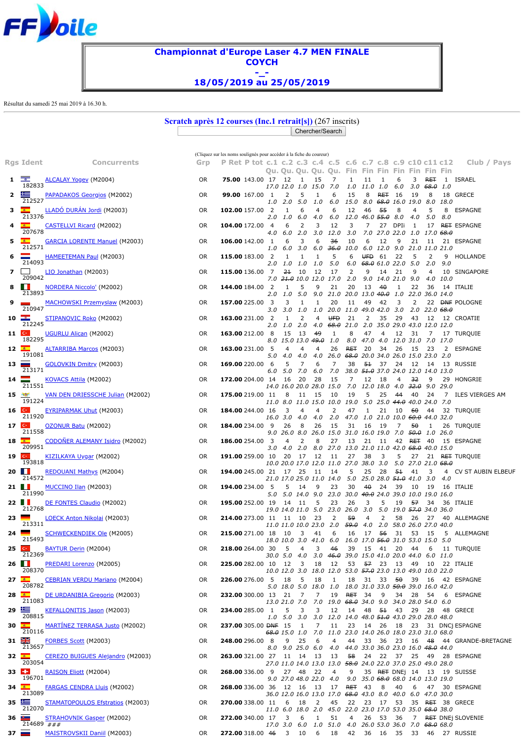FF Voile

# Championnat d'Europe Laser 4.7 MEN FINALE
# COYCH
# -_-
# 18/05/2019 au 25/05/2019

Résultat du samedi 25 mai 2019 à 16.30 h.

## Scratch après 12 courses (Inc.1 retrait[s]) (267 inscrits)

Chercher/Search

(Cliquez sur les noms soulignés pour accéder à la fiche du coureur)

| Rgs | Ident | Concurrents | Grp | P Ret | P tot | c.1 Qu. | c.2 Qu. | c.3 Qu. | c.4 Qu. | c.5 Qu. | c.6 Fin | c.7 Fin | c.8 Fin | c.9 Fin | c10 Fin | c11 Fin | c12 Fin | Club / Pays |
|---|---|---|---|---|---|---|---|---|---|---|---|---|---|---|---|---|---|---|
| 1 | 182833 | ALCALAY Yogev (M2004) | OR | 75.00 | 143.00 | 17 17.0 | 12 12.0 | 1 1.0 | 15 15.0 | 7 7.0 | 1 1.0 | 11 11.0 | 1 1.0 | 6 6.0 | 3 3.0 | RET ~~68.0~~ | 1 1.0 | ISRAEL |
| 2 | 212527 | PAPADAKOS Georgios (M2002) | OR | 99.00 | 167.00 | 1 1.0 | 2 2.0 | 5 5.0 | 1 1.0 | 6 6.0 | 15 15.0 | 8 8.0 | RET ~~68.0~~ | 16 16.0 | 19 19.0 | 8 8.0 | 18 18.0 | GRECE |
| 3 | 213376 | LLADÓ DURÁN Jordi (M2003) | OR | 102.00 | 157.00 | 2 2.0 | 1 1.0 | 6 6.0 | 4 4.0 | 6 6.0 | 12 12.0 | 46 46.0 | ~~55~~ ~~55.0~~ | 8 8.0 | 4 4.0 | 5 5.0 | 8 8.0 | ESPAGNE |
| 4 | 207678 | CASTELLVI Ricard (M2002) | OR | 104.00 | 172.00 | 4 4.0 | 6 6.0 | 2 2.0 | 3 3.0 | 12 12.0 | 3 3.0 | 7 7.0 | 27 27.0 | DPIi 22.0 | 1 1.0 | 17 17.0 | RET ~~68.0~~ | ESPAGNE |
| 5 | 212571 | GARCIA LORENTE Manuel (M2003) | OR | 106.00 | 142.00 | 1 1.0 | 6 6.0 | 3 3.0 | 6 6.0 | ~~36~~ ~~36.0~~ | 10 10.0 | 6 6.0 | 12 12.0 | 9 9.0 | 21 21.0 | 11 11.0 | 21 21.0 | ESPAGNE |
| 6 | 214093 | HAMEETEMAN Paul (M2003) | OR | 115.00 | 183.00 | 2 2.0 | 1 1.0 | 1 1.0 | 1 1.0 | 5 5.0 | 6 6.0 | UFD ~~68.0~~ | 61 61.0 | 22 22.0 | 5 5.0 | 2 2.0 | 9 9.0 | HOLLANDE |
| 7 | 209042 | LIO Jonathan (M2003) | OR | 115.00 | 136.00 | 7 7.0 | ~~21~~ ~~21.0~~ | 10 10.0 | 12 12.0 | 17 17.0 | 2 2.0 | 9 9.0 | 14 14.0 | 21 21.0 | 9 9.0 | 4 4.0 | 10 10.0 | SINGAPORE |
| 8 | 213893 | NORDERA Niccolo' (M2002) | OR | 144.00 | 184.00 | 2 2.0 | 1 1.0 | 5 5.0 | 9 9.0 | 21 21.0 | 20 20.0 | 13 13.0 | ~~40~~ ~~40.0~~ | 1 1.0 | 22 22.0 | 36 36.0 | 14 14.0 | ITALIE |
| 9 | 210947 | MACHOWSKI Przemyslaw (M2003) | OR | 157.00 | 225.00 | 3 3.0 | 3 3.0 | 1 1.0 | 1 1.0 | 20 20.0 | 11 11.0 | 49 49.0 | 42 42.0 | 3 3.0 | 2 2.0 | 22 22.0 | DNF ~~68.0~~ | POLOGNE |
| 10 | 212245 | STIPANOVIC Roko (M2002) | OR | 163.00 | 231.00 | 2 2.0 | 1 1.0 | 2 2.0 | 4 4.0 | UFD ~~68.0~~ | 21 21.0 | 2 2.0 | 35 35.0 | 29 29.0 | 43 43.0 | 12 12.0 | 12 12.0 | CROATIE |
| 11 | 182295 | UGURLU Alican (M2002) | OR | 163.00 | 212.00 | 8 8.0 | 15 15.0 | 13 13.0 | ~~49~~ ~~49.0~~ | 1 1.0 | 8 8.0 | 47 47.0 | 4 4.0 | 12 12.0 | 31 31.0 | 7 7.0 | 17 17.0 | TURQUIE |
| 12 | 191081 | ALTARRIBA Marcos (M2003) | OR | 163.00 | 231.00 | 5 5.0 | 4 4.0 | 4 4.0 | 4 4.0 | 26 26.0 | RET ~~68.0~~ | 20 20.0 | 34 34.0 | 26 26.0 | 15 15.0 | 23 23.0 | 2 2.0 | ESPAGNE |
| 13 | 213171 | GOLOVKIN Dmitry (M2003) | OR | 169.00 | 220.00 | 6 6.0 | 5 5.0 | 7 7.0 | 6 6.0 | 7 7.0 | 38 38.0 | ~~51~~ ~~51.0~~ | 37 37.0 | 24 24.0 | 12 12.0 | 14 14.0 | 13 13.0 | RUSSIE |
| 14 | 211551 | KOVACS Attila (M2002) | OR | 172.00 | 204.00 | 14 14.0 | 16 16.0 | 20 20.0 | 28 28.0 | 15 15.0 | 7 7.0 | 12 12.0 | 18 18.0 | 4 4.0 | ~~32~~ ~~32.0~~ | 9 9.0 | 29 29.0 | HONGRIE |
| 15 | 191224 | VAN DEN DRIESSCHE Julian (M2002) | OR | 175.00 | 219.00 | 11 11.0 | 8 8.0 | 11 11.0 | 15 15.0 | 10 10.0 | 19 19.0 | 5 5.0 | 25 25.0 | ~~44~~ ~~44.0~~ | 40 40.0 | 24 24.0 | 7 7.0 | ILES VIERGES AM |
| 16 | 211920 | EYRIPARMAK Uhut (M2003) | OR | 184.00 | 244.00 | 16 16.0 | 3 3.0 | 4 4.0 | 4 4.0 | 2 2.0 | 47 47.0 | 1 1.0 | 21 21.0 | 10 10.0 | ~~60~~ ~~60.0~~ | 44 44.0 | 32 32.0 | TURQUIE |
| 17 | 211558 | OZONUR Batu (M2002) | OR | 184.00 | 234.00 | 9 9.0 | 26 26.0 | 8 8.0 | 26 26.0 | 15 15.0 | 31 31.0 | 16 16.0 | 19 19.0 | 7 7.0 | ~~50~~ ~~50.0~~ | 1 1.0 | 26 26.0 | TURQUIE |
| 18 | 209951 | CODOÑER ALEMANY Isidro (M2002) | OR | 186.00 | 254.00 | 3 3.0 | 4 4.0 | 2 2.0 | 8 8.0 | 27 27.0 | 13 13.0 | 21 21.0 | 11 11.0 | 42 42.0 | RET ~~68.0~~ | 40 40.0 | 15 15.0 | ESPAGNE |
| 19 | 193818 | KIZILKAYA Uygar (M2002) | OR | 191.00 | 259.00 | 10 10.0 | 20 20.0 | 17 17.0 | 12 12.0 | 11 11.0 | 27 27.0 | 38 38.0 | 3 3.0 | 5 5.0 | 27 27.0 | 21 21.0 | RET ~~68.0~~ | TURQUIE |
| 20 | 214572 | REDOUANI Mathys (M2004) | OR | 194.00 | 245.00 | 21 21.0 | 17 17.0 | 25 25.0 | 11 11.0 | 14 14.0 | 5 5.0 | 25 25.0 | 28 28.0 | ~~51~~ ~~51.0~~ | 41 41.0 | 3 3.0 | 4 4.0 | CV ST AUBIN ELBEUF |
| 21 | 211990 | MUCCINO Ilan (M2003) | OR | 194.00 | 234.00 | 5 5.0 | 5 5.0 | 14 14.0 | 9 9.0 | 23 23.0 | 30 30.0 | ~~40~~ ~~40.0~~ | 24 24.0 | 39 39.0 | 10 10.0 | 19 19.0 | 16 16.0 | ITALIE |
| 22 | 212768 | DE FONTES Claudio (M2002) | OR | 195.00 | 252.00 | 19 19.0 | 14 14.0 | 11 11.0 | 5 5.0 | 23 23.0 | 26 26.0 | 3 3.0 | 5 5.0 | 19 19.0 | ~~57~~ ~~57.0~~ | 34 34.0 | 36 36.0 | ITALIE |
| 23 | 213311 | LOECK Anton Nikolai (M2003) | OR | 214.00 | 273.00 | 11 11.0 | 11 11.0 | 10 10.0 | 23 23.0 | 2 2.0 | ~~59~~ ~~59.0~~ | 4 4.0 | 2 2.0 | 58 58.0 | 26 26.0 | 27 27.0 | 40 40.0 | ALLEMAGNE |
| 24 | 215493 | SCHWECKENDIEK Ole (M2005) | OR | 215.00 | 271.00 | 18 18.0 | 10 10.0 | 3 3.0 | 41 41.0 | 6 6.0 | 16 16.0 | 17 17.0 | ~~56~~ ~~56.0~~ | 31 31.0 | 53 53.0 | 15 15.0 | 5 5.0 | ALLEMAGNE |
| 25 | 212369 | BAYTUR Derin (M2004) | OR | 218.00 | 264.00 | 30 30.0 | 5 5.0 | 4 4.0 | 3 3.0 | ~~46~~ ~~46.0~~ | 39 39.0 | 15 15.0 | 41 41.0 | 20 20.0 | 44 44.0 | 6 6.0 | 11 11.0 | TURQUIE |
| 26 | 208370 | PREDARI Lorenzo (M2005) | OR | 225.00 | 282.00 | 10 10.0 | 12 12.0 | 3 3.0 | 18 18.0 | 12 12.0 | 53 53.0 | ~~57~~ ~~57.0~~ | 23 23.0 | 13 13.0 | 49 49.0 | 10 10.0 | 22 22.0 | ITALIE |
| 27 | 208782 | CEBRIAN VERDU Mariano (M2004) | OR | 226.00 | 276.00 | 5 5.0 | 18 18.0 | 5 5.0 | 18 18.0 | 1 1.0 | 18 18.0 | 31 31.0 | 33 33.0 | ~~50~~ ~~50.0~~ | 39 39.0 | 16 16.0 | 42 42.0 | ESPAGNE |
| 28 | 211083 | DE URDANIBIA Gregorio (M2003) | OR | 232.00 | 300.00 | 13 13.0 | 21 21.0 | 7 7.0 | 7 7.0 | 19 19.0 | RET ~~68.0~~ | 34 34.0 | 9 9.0 | 34 34.0 | 28 28.0 | 54 54.0 | 6 6.0 | ESPAGNE |
| 29 | 208815 | KEFALLONITIS Jason (M2003) | OR | 234.00 | 285.00 | 1 1.0 | 5 5.0 | 3 3.0 | 3 3.0 | 12 12.0 | 14 14.0 | 48 48.0 | ~~51~~ ~~51.0~~ | 43 43.0 | 29 29.0 | 28 28.0 | 48 48.0 | GRECE |
| 30 | 210116 | MARTÍNEZ TERRASA Justo (M2002) | OR | 237.00 | 305.00 | DNF ~~68.0~~ | 15 15.0 | 1 1.0 | 7 7.0 | 11 11.0 | 23 23.0 | 14 14.0 | 26 26.0 | 18 18.0 | 23 23.0 | 31 31.0 | DNCj 68.0 | ESPAGNE |
| 31 | 213657 | FORBES Scott (M2003) | OR | 248.00 | 296.00 | 8 8.0 | 9 9.0 | 25 25.0 | 6 6.0 | 4 4.0 | 44 44.0 | 33 33.0 | 36 36.0 | 23 23.0 | 16 16.0 | ~~48~~ ~~48.0~~ | 44 44.0 | GRANDE-BRETAGNE |
| 32 | 203054 | CEREZO BUIGUES Alejandro (M2003) | OR | 263.00 | 321.00 | 27 27.0 | 11 11.0 | 14 14.0 | 13 13.0 | 13 13.0 | ~~58~~ ~~58.0~~ | 24 24.0 | 22 22.0 | 37 37.0 | 25 25.0 | 49 49.0 | 28 28.0 | ESPAGNE |
| 33 | 196701 | RAISON Eliott (M2004) | OR | 268.00 | 336.00 | 9 9.0 | 27 27.0 | 48 48.0 | 22 22.0 | 4 4.0 | 9 9.0 | 35 35.0 | RET ~~68.0~~ | DNEj 68.0 | 14 14.0 | 13 13.0 | 19 19.0 | SUISSE |
| 34 | 213089 | FARGAS CENDRA Lluis (M2002) | OR | 268.00 | 336.00 | 36 36.0 | 12 12.0 | 16 16.0 | 13 13.0 | 17 17.0 | RET ~~68.0~~ | 43 43.0 | 8 8.0 | 40 40.0 | 6 6.0 | 47 47.0 | 30 30.0 | ESPAGNE |
| 35 | 212070 | STAMATOPOULOS Efstratios (M2003) | OR | 270.00 | 338.00 | 11 11.0 | 6 6.0 | 18 18.0 | 2 2.0 | 45 45.0 | 22 22.0 | 23 23.0 | 17 17.0 | 53 53.0 | 35 35.0 | RET ~~68.0~~ | 38 38.0 | GRECE |
| 36 | 214689 ### | STRAHOVNIK Gasper (M2002) | OR | 272.00 | 340.00 | 17 17.0 | 3 3.0 | 6 6.0 | 1 1.0 | 51 51.0 | 4 4.0 | 26 26.0 | 53 53.0 | 36 36.0 | 7 7.0 | RET ~~68.0~~ | DNEj 68.0 | SLOVENIE |
| 37 | | MAISTROVSKII Daniil (M2003) | OR | 272.00 | 318.00 | ~~46~~ | 3 | 10 | 6 | 18 | 42 | 36 | 16 | 35 | 33 | 46 | 27 | RUSSIE |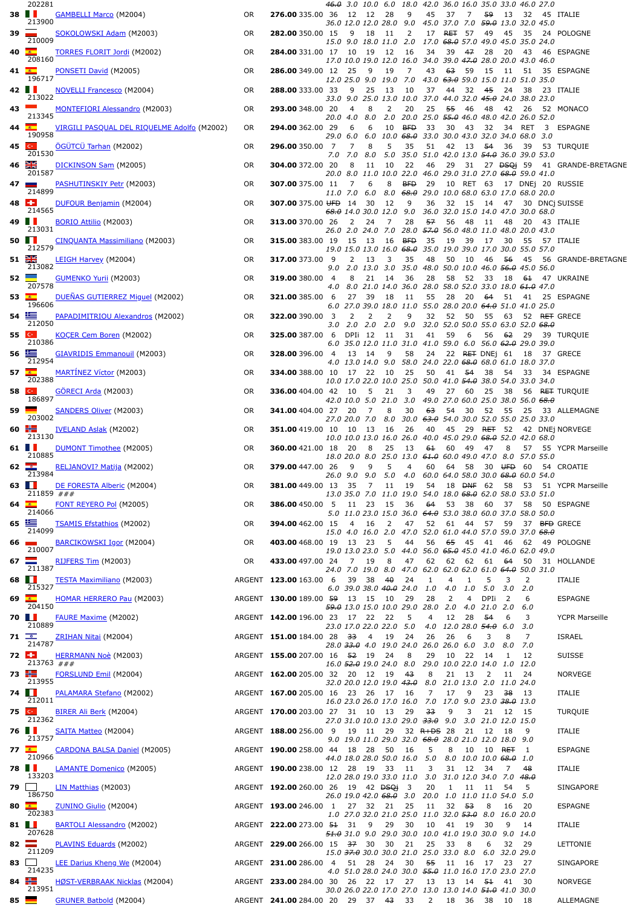| Rank | Sail No | Name | Fleet | Net | Total | R1 | R2 | R3 | R4 | R5 | R6 | R7 | R8 | R9 | R10 | R11 | R12 | Club / Nation |
|---|---|---|---|---|---|---|---|---|---|---|---|---|---|---|---|---|---|---|
| | 202281 | | | | | ~~46.0~~ | 3.0 | 10.0 | 6.0 | 18.0 | 42.0 | 36.0 | 16.0 | 35.0 | 33.0 | 46.0 | 27.0 | |
| 38 | | GAMBELLI Marco (M2004) | OR | 276.00 | 335.00 | 36 | 12 | 12 | 28 | 9 | 45 | 37 | 7 | ~~59~~ | 13 | 32 | 45 | ITALIE |
| | 213900 | | | | | 36.0 | 12.0 | 12.0 | 28.0 | 9.0 | 45.0 | 37.0 | 7.0 | ~~59.0~~ | 13.0 | 32.0 | 45.0 | |
| 39 | | SOKOLOWSKI Adam (M2003) | OR | 282.00 | 350.00 | 15 | 9 | 18 | 11 | 2 | 17 | ~~RET~~ | 57 | 49 | 45 | 35 | 24 | POLOGNE |
| | 210009 | | | | | 15.0 | 9.0 | 18.0 | 11.0 | 2.0 | 17.0 | ~~68.0~~ | 57.0 | 49.0 | 45.0 | 35.0 | 24.0 | |
| 40 | | TORRES FLORIT Jordi (M2002) | OR | 284.00 | 331.00 | 17 | 10 | 19 | 12 | 16 | 34 | 39 | ~~47~~ | 28 | 20 | 43 | 46 | ESPAGNE |
| | 208160 | | | | | 17.0 | 10.0 | 19.0 | 12.0 | 16.0 | 34.0 | 39.0 | ~~47.0~~ | 28.0 | 20.0 | 43.0 | 46.0 | |
| 41 | | PONSETI David (M2005) | OR | 286.00 | 349.00 | 12 | 25 | 9 | 19 | 7 | 43 | ~~63~~ | 59 | 15 | 11 | 51 | 35 | ESPAGNE |
| | 196717 | | | | | 12.0 | 25.0 | 9.0 | 19.0 | 7.0 | 43.0 | ~~63.0~~ | 59.0 | 15.0 | 11.0 | 51.0 | 35.0 | |
| 42 | | NOVELLI Francesco (M2004) | OR | 288.00 | 333.00 | 33 | 9 | 25 | 13 | 10 | 37 | 44 | 32 | ~~45~~ | 24 | 38 | 23 | ITALIE |
| | 213022 | | | | | 33.0 | 9.0 | 25.0 | 13.0 | 10.0 | 37.0 | 44.0 | 32.0 | ~~45.0~~ | 24.0 | 38.0 | 23.0 | |
| 43 | | MONTEFIORI Alessandro (M2003) | OR | 293.00 | 348.00 | 20 | 4 | 8 | 2 | 20 | 25 | ~~55~~ | 46 | 48 | 42 | 26 | 52 | MONACO |
| | 213345 | | | | | 20.0 | 4.0 | 8.0 | 2.0 | 20.0 | 25.0 | ~~55.0~~ | 46.0 | 48.0 | 42.0 | 26.0 | 52.0 | |
| 44 | | VIRGILI PASQUAL DEL RIQUELME Adolfo (M2002) | OR | 294.00 | 362.00 | 29 | 6 | 6 | 10 | ~~BFD~~ | 33 | 30 | 43 | 32 | 34 | RET | 3 | ESPAGNE |
| | 190958 | | | | | 29.0 | 6.0 | 6.0 | 10.0 | ~~68.0~~ | 33.0 | 30.0 | 43.0 | 32.0 | 34.0 | 68.0 | 3.0 | |
| 45 | | ÖGÜTCÜ Tarhan (M2002) | OR | 296.00 | 350.00 | 7 | 7 | 8 | 5 | 35 | 51 | 42 | 13 | ~~54~~ | 36 | 39 | 53 | TURQUIE |
| | 201530 | | | | | 7.0 | 7.0 | 8.0 | 5.0 | 35.0 | 51.0 | 42.0 | 13.0 | ~~54.0~~ | 36.0 | 39.0 | 53.0 | |
| 46 | | DICKINSON Sam (M2005) | OR | 304.00 | 372.00 | 20 | 8 | 11 | 10 | 22 | 46 | 29 | 31 | 27 | ~~DSQ~~ | 59 | 41 | GRANDE-BRETAGNE |
| | 201587 | | | | | 20.0 | 8.0 | 11.0 | 10.0 | 22.0 | 46.0 | 29.0 | 31.0 | 27.0 | ~~68.0~~ | 59.0 | 41.0 | |
| 47 | | PASHUTINSKIY Petr (M2003) | OR | 307.00 | 375.00 | 11 | 7 | 6 | 8 | ~~BFD~~ | 29 | 10 | RET | 63 | 17 | DNEj | 20 | RUSSIE |
| | 214899 | | | | | 11.0 | 7.0 | 6.0 | 8.0 | ~~68.0~~ | 29.0 | 10.0 | 68.0 | 63.0 | 17.0 | 68.0 | 20.0 | |
| 48 | | DUFOUR Benjamin (M2004) | OR | 307.00 | 375.00 | ~~UFD~~ | 14 | 30 | 12 | 9 | 36 | 32 | 15 | 14 | 47 | 30 | DNCj | SUISSE |
| | 214565 | | | | | ~~68.0~~ | 14.0 | 30.0 | 12.0 | 9.0 | 36.0 | 32.0 | 15.0 | 14.0 | 47.0 | 30.0 | 68.0 | |
| 49 | | BORIO Attilio (M2003) | OR | 313.00 | 370.00 | 26 | 2 | 24 | 7 | 28 | ~~57~~ | 56 | 48 | 11 | 48 | 20 | 43 | ITALIE |
| | 213031 | | | | | 26.0 | 2.0 | 24.0 | 7.0 | 28.0 | ~~57.0~~ | 56.0 | 48.0 | 11.0 | 48.0 | 20.0 | 43.0 | |
| 50 | | CINQUANTA Massimiliano (M2003) | OR | 315.00 | 383.00 | 19 | 15 | 13 | 16 | ~~BFD~~ | 35 | 19 | 39 | 17 | 30 | 55 | 57 | ITALIE |
| | 212579 | | | | | 19.0 | 15.0 | 13.0 | 16.0 | ~~68.0~~ | 35.0 | 19.0 | 39.0 | 17.0 | 30.0 | 55.0 | 57.0 | |
| 51 | | LEIGH Harvey (M2004) | OR | 317.00 | 373.00 | 9 | 2 | 13 | 3 | 35 | 48 | 50 | 10 | 46 | ~~56~~ | 45 | 56 | GRANDE-BRETAGNE |
| | 213082 | | | | | 9.0 | 2.0 | 13.0 | 3.0 | 35.0 | 48.0 | 50.0 | 10.0 | 46.0 | ~~56.0~~ | 45.0 | 56.0 | |
| 52 | | GUMENKO Yurii (M2003) | OR | 319.00 | 380.00 | 4 | 8 | 21 | 14 | 36 | 28 | 58 | 52 | 33 | 18 | ~~61~~ | 47 | UKRAINE |
| | 207578 | | | | | 4.0 | 8.0 | 21.0 | 14.0 | 36.0 | 28.0 | 58.0 | 52.0 | 33.0 | 18.0 | ~~61.0~~ | 47.0 | |
| 53 | | DUEÑAS GUTIERREZ Miguel (M2002) | OR | 321.00 | 385.00 | 6 | 27 | 39 | 18 | 11 | 55 | 28 | 20 | ~~64~~ | 51 | 41 | 25 | ESPAGNE |
| | 196606 | | | | | 6.0 | 27.0 | 39.0 | 18.0 | 11.0 | 55.0 | 28.0 | 20.0 | ~~64.0~~ | 51.0 | 41.0 | 25.0 | |
| 54 | | PAPADIMITRIOU Alexandros (M2002) | OR | 322.00 | 390.00 | 3 | 2 | 2 | 2 | 9 | 32 | 52 | 50 | 55 | 63 | 52 | ~~RET~~ | GRECE |
| | 212050 | | | | | 3.0 | 2.0 | 2.0 | 2.0 | 9.0 | 32.0 | 52.0 | 50.0 | 55.0 | 63.0 | 52.0 | ~~68.0~~ | |
| 55 | | KOÇER Cem Boren (M2002) | OR | 325.00 | 387.00 | 6 | DPIi | 12 | 11 | 31 | 41 | 59 | 6 | 56 | ~~62~~ | 29 | 39 | TURQUIE |
| | 210386 | | | | | 6.0 | 35.0 | 12.0 | 11.0 | 31.0 | 41.0 | 59.0 | 6.0 | 56.0 | ~~62.0~~ | 29.0 | 39.0 | |
| 56 | | GIAVRIDIS Emmanouil (M2003) | OR | 328.00 | 396.00 | 4 | 13 | 14 | 9 | 58 | 24 | 22 | ~~RET~~ | DNEj | 61 | 18 | 37 | GRECE |
| | 212954 | | | | | 4.0 | 13.0 | 14.0 | 9.0 | 58.0 | 24.0 | 22.0 | ~~68.0~~ | 68.0 | 61.0 | 18.0 | 37.0 | |
| 57 | | MARTÍNEZ Víctor (M2003) | OR | 334.00 | 388.00 | 10 | 17 | 22 | 10 | 25 | 50 | 41 | ~~54~~ | 38 | 54 | 33 | 34 | ESPAGNE |
| | 202388 | | | | | 10.0 | 17.0 | 22.0 | 10.0 | 25.0 | 50.0 | 41.0 | ~~54.0~~ | 38.0 | 54.0 | 33.0 | 34.0 | |
| 58 | | GÖRECI Arda (M2003) | OR | 336.00 | 404.00 | 42 | 10 | 5 | 21 | 3 | 49 | 27 | 60 | 25 | 38 | 56 | ~~RET~~ | TURQUIE |
| | 186897 | | | | | 42.0 | 10.0 | 5.0 | 21.0 | 3.0 | 49.0 | 27.0 | 60.0 | 25.0 | 38.0 | 56.0 | ~~68.0~~ | |
| 59 | | SANDERS Oliver (M2003) | OR | 341.00 | 404.00 | 27 | 20 | 7 | 8 | 30 | ~~63~~ | 54 | 30 | 52 | 55 | 25 | 33 | ALLEMAGNE |
| | 203002 | | | | | 27.0 | 20.0 | 7.0 | 8.0 | 30.0 | ~~63.0~~ | 54.0 | 30.0 | 52.0 | 55.0 | 25.0 | 33.0 | |
| 60 | | IVELAND Aslak (M2002) | OR | 351.00 | 419.00 | 10 | 10 | 13 | 16 | 26 | 40 | 45 | 29 | ~~RET~~ | 52 | 42 | DNEj | NORVEGE |
| | 213130 | | | | | 10.0 | 10.0 | 13.0 | 16.0 | 26.0 | 40.0 | 45.0 | 29.0 | ~~68.0~~ | 52.0 | 42.0 | 68.0 | |
| 61 | | DUMONT Timothee (M2005) | OR | 360.00 | 421.00 | 18 | 20 | 8 | 25 | 13 | ~~61~~ | 60 | 49 | 47 | 8 | 57 | 55 | YCPR Marseille |
| | 210885 | | | | | 18.0 | 20.0 | 8.0 | 25.0 | 13.0 | ~~61.0~~ | 60.0 | 49.0 | 47.0 | 8.0 | 57.0 | 55.0 | |
| 62 | | RELJANOVI? Matija (M2002) | OR | 379.00 | 447.00 | 26 | 9 | 9 | 5 | 4 | 60 | 64 | 58 | 30 | ~~UFD~~ | 60 | 54 | CROATIE |
| | 213984 | | | | | 26.0 | 9.0 | 9.0 | 5.0 | 4.0 | 60.0 | 64.0 | 58.0 | 30.0 | ~~68.0~~ | 60.0 | 54.0 | |
| 63 | | DE FORESTA Alberic (M2004) | OR | 381.00 | 449.00 | 13 | 35 | 7 | 11 | 19 | 54 | 18 | ~~DNF~~ | 62 | 58 | 53 | 51 | YCPR Marseille |
| | 211859 ### | | | | | 13.0 | 35.0 | 7.0 | 11.0 | 19.0 | 54.0 | 18.0 | ~~68.0~~ | 62.0 | 58.0 | 53.0 | 51.0 | |
| 64 | | FONT REYERO Pol (M2005) | OR | 386.00 | 450.00 | 5 | 11 | 23 | 15 | 36 | ~~64~~ | 53 | 38 | 60 | 37 | 58 | 50 | ESPAGNE |
| | 214066 | | | | | 5.0 | 11.0 | 23.0 | 15.0 | 36.0 | ~~64.0~~ | 53.0 | 38.0 | 60.0 | 37.0 | 58.0 | 50.0 | |
| 65 | | TSAMIS Efstathios (M2002) | OR | 394.00 | 462.00 | 15 | 4 | 16 | 2 | 47 | 52 | 61 | 44 | 57 | 59 | 37 | ~~BFD~~ | GRECE |
| | 214099 | | | | | 15.0 | 4.0 | 16.0 | 2.0 | 47.0 | 52.0 | 61.0 | 44.0 | 57.0 | 59.0 | 37.0 | ~~68.0~~ | |
| 66 | | BARCIKOWSKI Igor (M2004) | OR | 403.00 | 468.00 | 19 | 13 | 23 | 5 | 44 | 56 | ~~65~~ | 45 | 41 | 46 | 62 | 49 | POLOGNE |
| | 210007 | | | | | 19.0 | 13.0 | 23.0 | 5.0 | 44.0 | 56.0 | ~~65.0~~ | 45.0 | 41.0 | 46.0 | 62.0 | 49.0 | |
| 67 | | RIJFERS Tim (M2003) | OR | 433.00 | 497.00 | 24 | 7 | 19 | 8 | 47 | 62 | 62 | 62 | 61 | ~~64~~ | 50 | 31 | HOLLANDE |
| | 211387 | | | | | 24.0 | 7.0 | 19.0 | 8.0 | 47.0 | 62.0 | 62.0 | 62.0 | 61.0 | ~~64.0~~ | 50.0 | 31.0 | |
| 68 | | TESTA Maximiliano (M2003) | ARGENT | 123.00 | 163.00 | 6 | 39 | 38 | ~~40~~ | 24 | 1 | 4 | 1 | 5 | 3 | 2 | | ITALIE |
| | 215327 | | | | | 6.0 | 39.0 | 38.0 | ~~40.0~~ | 24.0 | 1.0 | 4.0 | 1.0 | 5.0 | 3.0 | 2.0 | | |
| 69 | | HOMAR HERRERO Pau (M2003) | ARGENT | 130.00 | 189.00 | ~~59~~ | 13 | 15 | 10 | 29 | 28 | 2 | 4 | DPIi | 2 | 6 | | ESPAGNE |
| | 204150 | | | | | ~~59.0~~ | 13.0 | 15.0 | 10.0 | 29.0 | 28.0 | 2.0 | 4.0 | 21.0 | 2.0 | 6.0 | | |
| 70 | | FAURE Maxime (M2002) | ARGENT | 142.00 | 196.00 | 23 | 17 | 22 | 22 | 5 | 4 | 12 | 28 | ~~54~~ | 6 | 3 | | YCPR Marseille |
| | 210889 | | | | | 23.0 | 17.0 | 22.0 | 22.0 | 5.0 | 4.0 | 12.0 | 28.0 | ~~54.0~~ | 6.0 | 3.0 | | |
| 71 | | ZRIHAN Nitai (M2004) | ARGENT | 151.00 | 184.00 | 28 | ~~33~~ | 4 | 19 | 24 | 26 | 26 | 6 | 3 | 8 | 7 | | ISRAEL |
| | 214787 | | | | | 28.0 | ~~33.0~~ | 4.0 | 19.0 | 24.0 | 26.0 | 26.0 | 6.0 | 3.0 | 8.0 | 7.0 | | |
| 72 | | HERRMANN Noè (M2003) | ARGENT | 155.00 | 207.00 | 16 | ~~52~~ | 19 | 24 | 8 | 29 | 10 | 22 | 14 | 1 | 12 | | SUISSE |
| | 213763 ### | | | | | 16.0 | ~~52.0~~ | 19.0 | 24.0 | 8.0 | 29.0 | 10.0 | 22.0 | 14.0 | 1.0 | 12.0 | | |
| 73 | | FORSLUND Emil (M2004) | ARGENT | 162.00 | 205.00 | 32 | 20 | 12 | 19 | ~~43~~ | 8 | 21 | 13 | 2 | 11 | 24 | | NORVEGE |
| | 213955 | | | | | 32.0 | 20.0 | 12.0 | 19.0 | ~~43.0~~ | 8.0 | 21.0 | 13.0 | 2.0 | 11.0 | 24.0 | | |
| 74 | | PALAMARA Stefano (M2002) | ARGENT | 167.00 | 205.00 | 16 | 23 | 26 | 17 | 16 | 7 | 17 | 9 | 23 | ~~38~~ | 13 | | ITALIE |
| | 212011 | | | | | 16.0 | 23.0 | 26.0 | 17.0 | 16.0 | 7.0 | 17.0 | 9.0 | 23.0 | ~~38.0~~ | 13.0 | | |
| 75 | | BIRER Ali Berk (M2004) | ARGENT | 170.00 | 203.00 | 27 | 31 | 10 | 13 | 29 | ~~33~~ | 9 | 3 | 21 | 12 | 15 | | TURQUIE |
| | 212362 | | | | | 27.0 | 31.0 | 10.0 | 13.0 | 29.0 | ~~33.0~~ | 9.0 | 3.0 | 21.0 | 12.0 | 15.0 | | |
| 76 | | SAITA Matteo (M2004) | ARGENT | 188.00 | 256.00 | 9 | 19 | 11 | 29 | 32 | ~~R+DS~~ | 28 | 21 | 12 | 18 | 9 | | ITALIE |
| | 213757 | | | | | 9.0 | 19.0 | 11.0 | 29.0 | 32.0 | ~~68.0~~ | 28.0 | 21.0 | 12.0 | 18.0 | 9.0 | | |
| 77 | | CARDONA BALSA Daniel (M2005) | ARGENT | 190.00 | 258.00 | 44 | 18 | 28 | 50 | 16 | 5 | 8 | 10 | 10 | ~~RET~~ | 1 | | ESPAGNE |
| | 210966 | | | | | 44.0 | 18.0 | 28.0 | 50.0 | 16.0 | 5.0 | 8.0 | 10.0 | 10.0 | ~~68.0~~ | 1.0 | | |
| 78 | | LAMANTE Domenico (M2005) | ARGENT | 190.00 | 238.00 | 12 | 28 | 19 | 33 | 11 | 3 | 31 | 12 | 34 | 7 | ~~48~~ | | ITALIE |
| | 133203 | | | | | 12.0 | 28.0 | 19.0 | 33.0 | 11.0 | 3.0 | 31.0 | 12.0 | 34.0 | 7.0 | ~~48.0~~ | | |
| 79 | | LIN Matthias (M2003) | ARGENT | 192.00 | 260.00 | 26 | 19 | 42 | ~~DSQj~~ | 3 | 20 | 1 | 11 | 11 | 54 | 5 | | SINGAPORE |
| | 186750 | | | | | 26.0 | 19.0 | 42.0 | ~~68.0~~ | 3.0 | 20.0 | 1.0 | 11.0 | 11.0 | 54.0 | 5.0 | | |
| 80 | | ZUNINO Giulio (M2004) | ARGENT | 193.00 | 246.00 | 1 | 27 | 32 | 21 | 25 | 11 | 32 | ~~53~~ | 8 | 16 | 20 | | ESPAGNE |
| | 202383 | | | | | 1.0 | 27.0 | 32.0 | 21.0 | 25.0 | 11.0 | 32.0 | ~~53.0~~ | 8.0 | 16.0 | 20.0 | | |
| 81 | | BARTOLI Alessandro (M2002) | ARGENT | 222.00 | 273.00 | ~~51~~ | 31 | 9 | 29 | 30 | 10 | 41 | 19 | 30 | 9 | 14 | | ITALIE |
| | 207628 | | | | | ~~51.0~~ | 31.0 | 9.0 | 29.0 | 30.0 | 10.0 | 41.0 | 19.0 | 30.0 | 9.0 | 14.0 | | |
| 82 | | PLAVINS Eduards (M2002) | ARGENT | 229.00 | 266.00 | 15 | ~~37~~ | 30 | 30 | 21 | 25 | 33 | 8 | 6 | 32 | 29 | | LETTONIE |
| | 211209 | | | | | 15.0 | ~~37.0~~ | 30.0 | 30.0 | 21.0 | 25.0 | 33.0 | 8.0 | 6.0 | 32.0 | 29.0 | | |
| 83 | | LEE Darius Kheng We (M2004) | ARGENT | 231.00 | 286.00 | 4 | 51 | 28 | 24 | 30 | ~~55~~ | 11 | 16 | 17 | 23 | 27 | | SINGAPORE |
| | 214235 | | | | | 4.0 | 51.0 | 28.0 | 24.0 | 30.0 | ~~55.0~~ | 11.0 | 16.0 | 17.0 | 23.0 | 27.0 | | |
| 84 | | HØST-VERBRAAK Nicklas (M2004) | ARGENT | 233.00 | 284.00 | 30 | 26 | 22 | 17 | 27 | 13 | 13 | 14 | ~~51~~ | 41 | 30 | | NORVEGE |
| | 213951 | | | | | 30.0 | 26.0 | 22.0 | 17.0 | 27.0 | 13.0 | 13.0 | 14.0 | ~~51.0~~ | 41.0 | 30.0 | | |
| 85 | | GRUNER Batbold (M2004) | ARGENT | 241.00 | 284.00 | 20 | 29 | 37 | ~~43~~ | 33 | 2 | 18 | 36 | 38 | 10 | 18 | | ALLEMAGNE |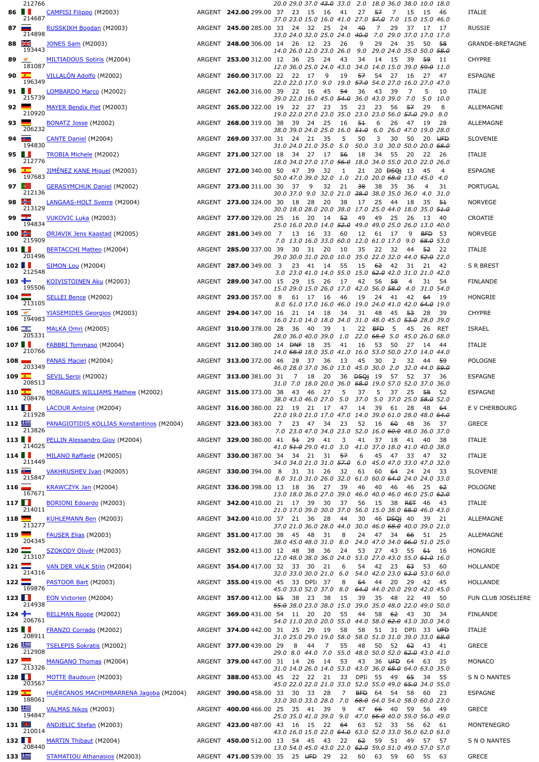| Rank | Sail No | Name | Category | Net | Total | R1 | R2 | R3 | R4 | R5 | R6 | R7 | R8 | R9 | R10 | R11 | Club/Nation |
|---|---|---|---|---|---|---|---|---|---|---|---|---|---|---|---|---|---|
| | 212766 | | | | | 20.0 | 29.0 | 37.0 | ~~43.0~~ | 33.0 | 2.0 | 18.0 | 36.0 | 38.0 | 10.0 | 18.0 | |
| 86 | 214687 | CAMPISI Filippo (M2003) | ARGENT | 242.00 | 299.00 | 37 | 23 | 15 | 16 | 41 | 27 | ~~57~~ | 7 | 15 | 15 | 46 | ITALIE |
| | | | | | | 37.0 | 23.0 | 15.0 | 16.0 | 41.0 | 27.0 | ~~57.0~~ | 7.0 | 15.0 | 15.0 | 46.0 | |
| 87 | 214898 | RUSSKIKH Bogdan (M2003) | ARGENT | 245.00 | 285.00 | 33 | 24 | 32 | 25 | 24 | ~~40~~ | 7 | 29 | 37 | 17 | 17 | RUSSIE |
| | | | | | | 33.0 | 24.0 | 32.0 | 25.0 | 24.0 | ~~40.0~~ | 7.0 | 29.0 | 37.0 | 17.0 | 17.0 | |
| 88 | 193443 | JONES Sam (M2003) | ARGENT | 248.00 | 306.00 | 14 | 26 | 12 | 23 | 26 | 9 | 29 | 24 | 35 | 50 | ~~58~~ | GRANDE-BRETAGNE |
| | | | | | | 14.0 | 26.0 | 12.0 | 23.0 | 26.0 | 9.0 | 29.0 | 24.0 | 35.0 | 50.0 | ~~58.0~~ | |
| 89 | 181087 | MILTIADOUS Sotiris (M2004) | ARGENT | 253.00 | 312.00 | 12 | 36 | 25 | 24 | 43 | 34 | 14 | 15 | 39 | ~~59~~ | 11 | CHYPRE |
| | | | | | | 12.0 | 36.0 | 25.0 | 24.0 | 43.0 | 34.0 | 14.0 | 15.0 | 39.0 | ~~59.0~~ | 11.0 | |
| 90 | 196349 | VILLALÓN Adolfo (M2002) | ARGENT | 260.00 | 317.00 | 22 | 22 | 17 | 9 | 19 | ~~57~~ | 54 | 27 | 16 | 27 | 47 | ESPAGNE |
| | | | | | | 22.0 | 22.0 | 17.0 | 9.0 | 19.0 | ~~57.0~~ | 54.0 | 27.0 | 16.0 | 27.0 | 47.0 | |
| 91 | 215739 | LOMBARDO Marco (M2002) | ARGENT | 262.00 | 316.00 | 39 | 22 | 16 | 45 | ~~54~~ | 36 | 43 | 39 | 7 | 5 | 10 | ITALIE |
| | | | | | | 39.0 | 22.0 | 16.0 | 45.0 | ~~54.0~~ | 36.0 | 43.0 | 39.0 | 7.0 | 5.0 | 10.0 | |
| 92 | 210920 | MAYER Bendix Piet (M2003) | ARGENT | 265.00 | 322.00 | 19 | 22 | 27 | 23 | 35 | 23 | 23 | 56 | ~~57~~ | 29 | 8 | ALLEMAGNE |
| | | | | | | 19.0 | 22.0 | 27.0 | 23.0 | 35.0 | 23.0 | 23.0 | 56.0 | ~~57.0~~ | 29.0 | 8.0 | |
| 93 | 206232 | BONATZ Josse (M2002) | ARGENT | 268.00 | 319.00 | 38 | 39 | 24 | 25 | 16 | ~~51~~ | 6 | 26 | 47 | 19 | 28 | ALLEMAGNE |
| | | | | | | 38.0 | 39.0 | 24.0 | 25.0 | 16.0 | ~~51.0~~ | 6.0 | 26.0 | 47.0 | 19.0 | 28.0 | |
| 94 | 194830 | CANTE Daniel (M2004) | ARGENT | 269.00 | 337.00 | 31 | 24 | 21 | 35 | 5 | 50 | 3 | 30 | 50 | 20 | ~~UFD~~ | SLOVENIE |
| | | | | | | 31.0 | 24.0 | 21.0 | 35.0 | 5.0 | 50.0 | 3.0 | 30.0 | 50.0 | 20.0 | ~~68.0~~ | |
| 95 | 212776 | TROBIA Michele (M2002) | ARGENT | 271.00 | 327.00 | 18 | 34 | 27 | 17 | ~~56~~ | 18 | 34 | 55 | 20 | 22 | 26 | ITALIE |
| | | | | | | 18.0 | 34.0 | 27.0 | 17.0 | ~~56.0~~ | 18.0 | 34.0 | 55.0 | 20.0 | 22.0 | 26.0 | |
| 96 | 197683 | JIMÉNEZ KANE Miguel (M2003) | ARGENT | 272.00 | 340.00 | 50 | 47 | 39 | 32 | 1 | 21 | 20 | ~~DSQj~~ | 13 | 45 | 4 | ESPAGNE |
| | | | | | | 50.0 | 47.0 | 39.0 | 32.0 | 1.0 | 21.0 | 20.0 | ~~68.0~~ | 13.0 | 45.0 | 4.0 | |
| 97 | 212136 | GERASYMCHUK Daniel (M2002) | ARGENT | 273.00 | 311.00 | 30 | 37 | 9 | 32 | 21 | ~~38~~ | 38 | 35 | 36 | 4 | 31 | PORTUGAL |
| | | | | | | 30.0 | 37.0 | 9.0 | 32.0 | 21.0 | ~~38.0~~ | 38.0 | 35.0 | 36.0 | 4.0 | 31.0 | |
| 98 | 213129 | LANGAAS-HOLT Sverre (M2004) | ARGENT | 273.00 | 324.00 | 30 | 18 | 28 | 20 | 38 | 17 | 25 | 44 | 18 | 35 | ~~51~~ | NORVEGE |
| | | | | | | 30.0 | 18.0 | 28.0 | 20.0 | 38.0 | 17.0 | 25.0 | 44.0 | 18.0 | 35.0 | ~~51.0~~ | |
| 99 | 194834 | VUKOVIC Luka (M2003) | ARGENT | 277.00 | 329.00 | 25 | 16 | 20 | 14 | ~~52~~ | 49 | 49 | 25 | 26 | 13 | 40 | CROATIE |
| | | | | | | 25.0 | 16.0 | 20.0 | 14.0 | ~~52.0~~ | 49.0 | 49.0 | 25.0 | 26.0 | 13.0 | 40.0 | |
| 100 | 215909 | ØRJAVIK Jens Kaastad (M2005) | ARGENT | 281.00 | 349.00 | 7 | 13 | 16 | 33 | 60 | 12 | 61 | 17 | 9 | ~~BFD~~ | 53 | NORVEGE |
| | | | | | | 7.0 | 13.0 | 16.0 | 33.0 | 60.0 | 12.0 | 61.0 | 17.0 | 9.0 | ~~68.0~~ | 53.0 | |
| 101 | 201496 | BERTACCHI Matteo (M2004) | ARGENT | 285.00 | 337.00 | 39 | 30 | 31 | 20 | 10 | 35 | 22 | 32 | 44 | ~~52~~ | 22 | ITALIE |
| | | | | | | 39.0 | 30.0 | 31.0 | 20.0 | 10.0 | 35.0 | 22.0 | 32.0 | 44.0 | ~~52.0~~ | 22.0 | |
| 102 | 212548 | SIMON Lou (M2004) | ARGENT | 287.00 | 349.00 | 3 | 23 | 41 | 14 | 55 | 15 | ~~62~~ | 42 | 31 | 21 | 42 | S R BREST |
| | | | | | | 3.0 | 23.0 | 41.0 | 14.0 | 55.0 | 15.0 | ~~62.0~~ | 42.0 | 31.0 | 21.0 | 42.0 | |
| 103 | 195506 | KOIVISTOINEN Aku (M2003) | ARGENT | 289.00 | 347.00 | 15 | 29 | 15 | 26 | 17 | 42 | 56 | ~~58~~ | 4 | 31 | 54 | FINLANDE |
| | | | | | | 15.0 | 29.0 | 15.0 | 26.0 | 17.0 | 42.0 | 56.0 | ~~58.0~~ | 4.0 | 31.0 | 54.0 | |
| 104 | 213105 | SELLEI Bence (M2002) | ARGENT | 293.00 | 357.00 | 8 | 61 | 17 | 16 | 46 | 19 | 24 | 41 | 42 | ~~64~~ | 19 | HONGRIE |
| | | | | | | 8.0 | 61.0 | 17.0 | 16.0 | 46.0 | 19.0 | 24.0 | 41.0 | 42.0 | ~~64.0~~ | 19.0 | |
| 105 | 194983 | YIASEMIDES Georgios (M2003) | ARGENT | 294.00 | 347.00 | 16 | 21 | 14 | 18 | 34 | 31 | 48 | 45 | ~~53~~ | 28 | 39 | CHYPRE |
| | | | | | | 16.0 | 21.0 | 14.0 | 18.0 | 34.0 | 31.0 | 48.0 | 45.0 | ~~53.0~~ | 28.0 | 39.0 | |
| 106 | 205331 | MALKA Omri (M2005) | ARGENT | 310.00 | 378.00 | 28 | 36 | 40 | 39 | 1 | 22 | ~~BFD~~ | 5 | 45 | 26 | RET | ISRAEL |
| | | | | | | 28.0 | 36.0 | 40.0 | 39.0 | 1.0 | 22.0 | ~~68.0~~ | 5.0 | 45.0 | 26.0 | 68.0 | |
| 107 | 210766 | FABBRI Tommaso (M2004) | ARGENT | 312.00 | 380.00 | 14 | ~~DNF~~ | 18 | 35 | 41 | 16 | 53 | 50 | 27 | 14 | 44 | ITALIE |
| | | | | | | 14.0 | ~~68.0~~ | 18.0 | 35.0 | 41.0 | 16.0 | 53.0 | 50.0 | 27.0 | 14.0 | 44.0 | |
| 108 | 203349 | PANAS Maciej (M2004) | ARGENT | 313.00 | 372.00 | 46 | 28 | 37 | 36 | 13 | 45 | 30 | 2 | 32 | 44 | ~~59~~ | POLOGNE |
| | | | | | | 46.0 | 28.0 | 37.0 | 36.0 | 13.0 | 45.0 | 30.0 | 2.0 | 32.0 | 44.0 | ~~59.0~~ | |
| 109 | 208513 | SEVIL Sergi (M2002) | ARGENT | 313.00 | 381.00 | 31 | 7 | 18 | 20 | 36 | ~~DSQj~~ | 19 | 57 | 52 | 37 | 36 | ESPAGNE |
| | | | | | | 31.0 | 7.0 | 18.0 | 20.0 | 36.0 | ~~68.0~~ | 19.0 | 57.0 | 52.0 | 37.0 | 36.0 | |
| 110 | 208476 | MORAGUES WILLIAMS Mathew (M2002) | ARGENT | 315.00 | 373.00 | 38 | 43 | 46 | 27 | 5 | 37 | 5 | 37 | 25 | ~~58~~ | 52 | ESPAGNE |
| | | | | | | 38.0 | 43.0 | 46.0 | 27.0 | 5.0 | 37.0 | 5.0 | 37.0 | 25.0 | ~~58.0~~ | 52.0 | |
| 111 | 211928 | LACOUR Antoine (M2004) | ARGENT | 316.00 | 380.00 | 22 | 19 | 21 | 17 | 47 | 14 | 39 | 61 | 28 | 48 | ~~64~~ | E V CHERBOURG |
| | | | | | | 22.0 | 19.0 | 21.0 | 17.0 | 47.0 | 14.0 | 39.0 | 61.0 | 28.0 | 48.0 | ~~64.0~~ | |
| 112 | 213826 | PANAGIOTIDIS KOLLIAS Konstantinos (M2004) | ARGENT | 323.00 | 383.00 | 7 | 23 | 47 | 34 | 23 | 52 | 16 | ~~60~~ | 48 | 36 | 37 | GRECE |
| | | | | | | 7.0 | 23.0 | 47.0 | 34.0 | 23.0 | 52.0 | 16.0 | ~~60.0~~ | 48.0 | 36.0 | 37.0 | |
| 113 | 214025 | PELLIN Alessandro Giov (M2004) | ARGENT | 329.00 | 380.00 | 41 | ~~51~~ | 29 | 41 | 3 | 41 | 37 | 18 | 41 | 40 | 38 | ITALIE |
| | | | | | | 41.0 | ~~51.0~~ | 29.0 | 41.0 | 3.0 | 41.0 | 37.0 | 18.0 | 41.0 | 40.0 | 38.0 | |
| 114 | 211449 | MILANO Raffaele (M2005) | ARGENT | 330.00 | 387.00 | 34 | 34 | 21 | 31 | ~~57~~ | 6 | 45 | 47 | 33 | 47 | 32 | ITALIE |
| | | | | | | 34.0 | 34.0 | 21.0 | 31.0 | ~~57.0~~ | 6.0 | 45.0 | 47.0 | 33.0 | 47.0 | 32.0 | |
| 115 | 215847 | VAKHRUSHEV Ivan (M2005) | ARGENT | 330.00 | 394.00 | 8 | 31 | 31 | 26 | 32 | 61 | 60 | ~~64~~ | 24 | 24 | 33 | SLOVENIE |
| | | | | | | 8.0 | 31.0 | 31.0 | 26.0 | 32.0 | 61.0 | 60.0 | ~~64.0~~ | 24.0 | 24.0 | 33.0 | |
| 116 | 167671 | KRAWCZYK Jan (M2004) | ARGENT | 336.00 | 398.00 | 13 | 18 | 36 | 27 | 39 | 46 | 40 | 46 | 46 | 25 | ~~62~~ | POLOGNE |
| | | | | | | 13.0 | 18.0 | 36.0 | 27.0 | 39.0 | 46.0 | 40.0 | 46.0 | 46.0 | 25.0 | ~~62.0~~ | |
| 117 | 214011 | BORIONI Edoardo (M2003) | ARGENT | 342.00 | 410.00 | 21 | 17 | 39 | 30 | 37 | 56 | 15 | 38 | ~~RET~~ | 46 | 43 | ITALIE |
| | | | | | | 21.0 | 17.0 | 39.0 | 30.0 | 37.0 | 56.0 | 15.0 | 38.0 | ~~68.0~~ | 46.0 | 43.0 | |
| 118 | 213277 | KUHLEMANN Ben (M2003) | ARGENT | 342.00 | 410.00 | 37 | 21 | 36 | 28 | 44 | 30 | 46 | ~~DSQj~~ | 40 | 39 | 21 | ALLEMAGNE |
| | | | | | | 37.0 | 21.0 | 36.0 | 28.0 | 44.0 | 30.0 | 46.0 | ~~68.0~~ | 40.0 | 39.0 | 21.0 | |
| 119 | 204345 | FAUSER Elias (M2003) | ARGENT | 351.00 | 417.00 | 38 | 45 | 48 | 31 | 8 | 24 | 47 | 34 | ~~66~~ | 51 | 25 | ALLEMAGNE |
| | | | | | | 38.0 | 45.0 | 48.0 | 31.0 | 8.0 | 24.0 | 47.0 | 34.0 | ~~66.0~~ | 51.0 | 25.0 | |
| 120 | 213107 | SZOKODY Olivér (M2003) | ARGENT | 352.00 | 413.00 | 12 | 48 | 38 | 36 | 24 | 53 | 27 | 43 | 55 | ~~61~~ | 16 | HONGRIE |
| | | | | | | 12.0 | 48.0 | 38.0 | 36.0 | 24.0 | 53.0 | 27.0 | 43.0 | 55.0 | ~~61.0~~ | 16.0 | |
| 121 | 214316 | VAN DER VALK Stijn (M2004) | ARGENT | 354.00 | 417.00 | 32 | 33 | 30 | 21 | 6 | 54 | 42 | 23 | ~~63~~ | 53 | 60 | HOLLANDE |
| | | | | | | 32.0 | 33.0 | 30.0 | 21.0 | 6.0 | 54.0 | 42.0 | 23.0 | ~~63.0~~ | 53.0 | 60.0 | |
| 122 | 169876 | PASTOOR Bart (M2003) | ARGENT | 355.00 | 419.00 | 45 | 33 | DPIi | 37 | 8 | ~~64~~ | 44 | 20 | 29 | 42 | 45 | HOLLANDE |
| | | | | | | 45.0 | 33.0 | 52.0 | 37.0 | 8.0 | ~~64.0~~ | 44.0 | 20.0 | 29.0 | 42.0 | 45.0 | |
| 123 | 214938 | EON Victorien (M2004) | ARGENT | 357.00 | 412.00 | ~~55~~ | 38 | 23 | 38 | 15 | 39 | 35 | 48 | 22 | 49 | 50 | FUN CLUB JOSELIERE |
| | | | | | | ~~55.0~~ | 38.0 | 23.0 | 38.0 | 15.0 | 39.0 | 35.0 | 48.0 | 22.0 | 49.0 | 50.0 | |
| 124 | 206761 | RELLMAN Roope (M2002) | ARGENT | 369.00 | 431.00 | 54 | 11 | 20 | 20 | 55 | 44 | 58 | ~~62~~ | 43 | 30 | 34 | FINLANDE |
| | | | | | | 54.0 | 11.0 | 20.0 | 20.0 | 55.0 | 44.0 | 58.0 | ~~62.0~~ | 43.0 | 30.0 | 34.0 | |
| 125 | 208911 | FRANZO Corrado (M2002) | ARGENT | 374.00 | 442.00 | 31 | 25 | 29 | 19 | 58 | 58 | 51 | 31 | DPIi | 33 | ~~UFD~~ | ITALIE |
| | | | | | | 31.0 | 25.0 | 29.0 | 19.0 | 58.0 | 58.0 | 51.0 | 31.0 | 39.0 | 33.0 | ~~68.0~~ | |
| 126 | 212908 | TSELEPIS Sokratis (M2002) | ARGENT | 377.00 | 439.00 | 29 | 8 | 44 | 7 | 55 | 48 | 50 | 52 | ~~62~~ | 43 | 41 | GRECE |
| | | | | | | 29.0 | 8.0 | 44.0 | 7.0 | 55.0 | 48.0 | 50.0 | 52.0 | ~~62.0~~ | 43.0 | 41.0 | |
| 127 | 213326 | MANGANO Thomas (M2004) | ARGENT | 379.00 | 447.00 | 31 | 14 | 26 | 14 | 53 | 43 | 36 | ~~UFD~~ | 64 | 63 | 35 | MONACO |
| | | | | | | 31.0 | 14.0 | 26.0 | 14.0 | 53.0 | 43.0 | 36.0 | ~~68.0~~ | 64.0 | 63.0 | 35.0 | |
| 128 | 203567 | MOTTE Baudouin (M2003) | ARGENT | 388.00 | 453.00 | 45 | 22 | 22 | 21 | 33 | DPIi | 55 | 49 | ~~65~~ | 34 | 55 | S N O NANTES |
| | | | | | | 45.0 | 22.0 | 22.0 | 21.0 | 33.0 | 52.0 | 55.0 | 49.0 | ~~65.0~~ | 34.0 | 55.0 | |
| 129 | 188061 | HUÉRCANOS MACHIMBARRENA Jagoba (M2004) | ARGENT | 390.00 | 458.00 | 33 | 30 | 33 | 28 | 7 | ~~BFD~~ | 64 | 54 | 58 | 60 | 23 | ESPAGNE |
| | | | | | | 33.0 | 30.0 | 33.0 | 28.0 | 7.0 | ~~68.0~~ | 64.0 | 54.0 | 58.0 | 60.0 | 23.0 | |
| 130 | 194847 | VALMAS Nikos (M2003) | ARGENT | 400.00 | 466.00 | 25 | 35 | 41 | 39 | 9 | 47 | ~~66~~ | 40 | 59 | 56 | 49 | GRECE |
| | | | | | | 25.0 | 35.0 | 41.0 | 39.0 | 9.0 | 47.0 | ~~66.0~~ | 40.0 | 59.0 | 56.0 | 49.0 | |
| 131 | 210014 | ANDJELIC Stefan (M2003) | ARGENT | 423.00 | 487.00 | 43 | 16 | 15 | 22 | ~~64~~ | 63 | 52 | 33 | 56 | 62 | 61 | MONTENEGRO |
| | | | | | | 43.0 | 16.0 | 15.0 | 22.0 | ~~64.0~~ | 63.0 | 52.0 | 33.0 | 56.0 | 62.0 | 61.0 | |
| 132 | 208440 | MARTIN Thibaut (M2004) | ARGENT | 450.00 | 512.00 | 13 | 54 | 45 | 43 | 22 | ~~62~~ | 59 | 51 | 49 | 57 | 57 | S N O NANTES |
| | | | | | | 13.0 | 54.0 | 45.0 | 43.0 | 22.0 | ~~62.0~~ | 59.0 | 51.0 | 49.0 | 57.0 | 57.0 | |
| 133 | | STAMATIOU Athanasios (M2003) | ARGENT | 471.00 | 539.00 | 35 | 25 | ~~UFD~~ | 29 | 22 | 60 | 63 | 59 | 60 | 55 | 63 | GRECE |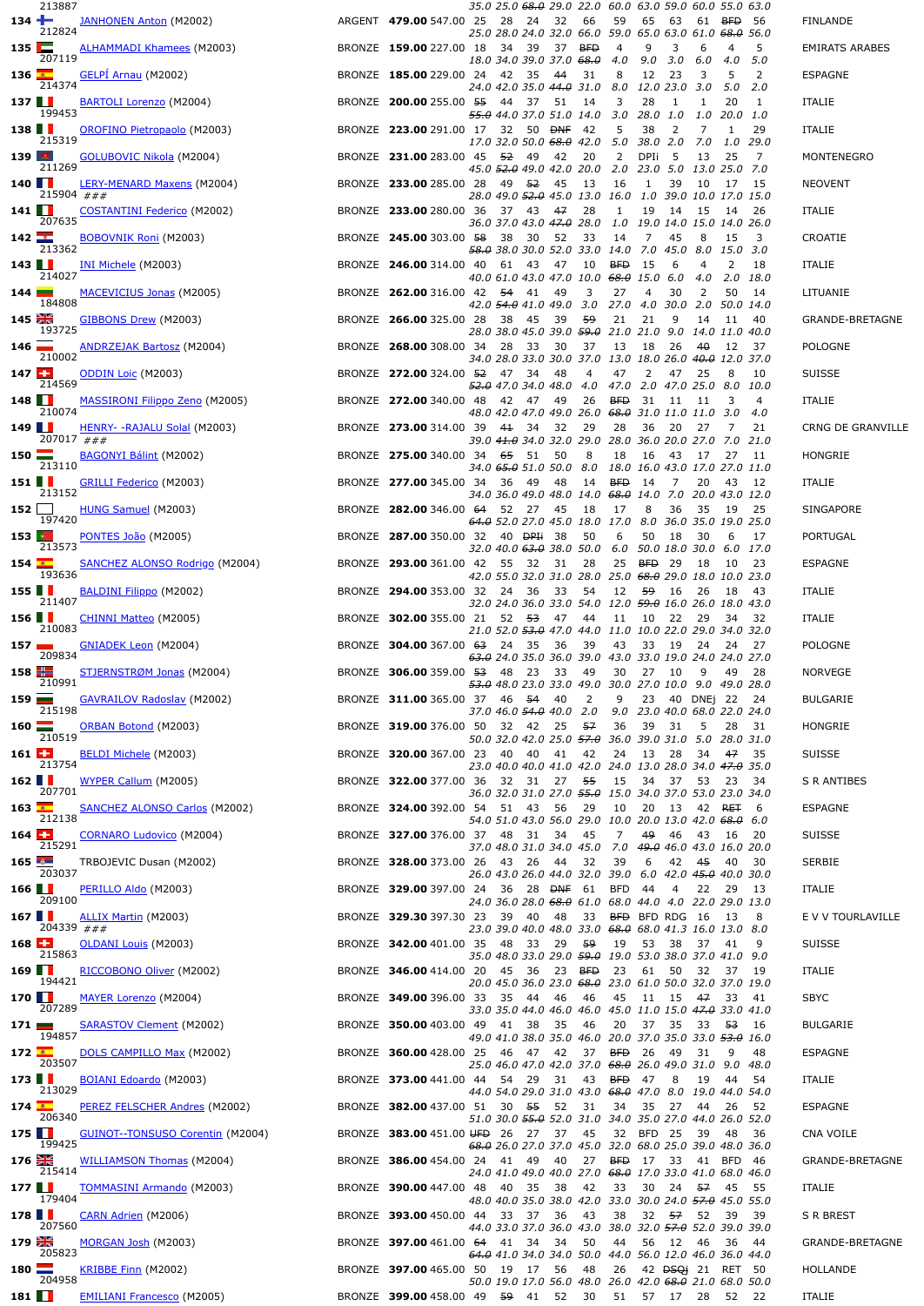| | | | | | | | | | | | | | | | | | |
|---|---|---|---|---|---|---|---|---|---|---|---|---|---|---|---|---|---|
| | 213887 | | | | | 35.0 | 25.0 | ~~68.0~~ | 29.0 | 22.0 | 60.0 | 63.0 | 59.0 | 60.0 | 55.0 | 63.0 | |
| 134 | | JANHONEN Anton (M2002) | ARGENT | 479.00 | 547.00 | 25 | 28 | 24 | 32 | 66 | 59 | 65 | 63 | 61 | ~~BFD~~ | 56 | FINLANDE |
| | 212824 | | | | | 25.0 | 28.0 | 24.0 | 32.0 | 66.0 | 59.0 | 65.0 | 63.0 | 61.0 | ~~68.0~~ | 56.0 | |
| 135 | | ALHAMMADI Khamees (M2003) | BRONZE | 159.00 | 227.00 | 18 | 34 | 39 | 37 | ~~BFD~~ | 4 | 9 | 3 | 6 | 4 | 5 | EMIRATS ARABES |
| | 207119 | | | | | 18.0 | 34.0 | 39.0 | 37.0 | ~~68.0~~ | 4.0 | 9.0 | 3.0 | 6.0 | 4.0 | 5.0 | |
| 136 | | GELPÍ Arnau (M2002) | BRONZE | 185.00 | 229.00 | 24 | 42 | 35 | ~~44~~ | 31 | 8 | 12 | 23 | 3 | 5 | 2 | ESPAGNE |
| | 214374 | | | | | 24.0 | 42.0 | 35.0 | ~~44.0~~ | 31.0 | 8.0 | 12.0 | 23.0 | 3.0 | 5.0 | 2.0 | |
| 137 | | BARTOLI Lorenzo (M2004) | BRONZE | 200.00 | 255.00 | ~~55~~ | 44 | 37 | 51 | 14 | 3 | 28 | 1 | 1 | 20 | 1 | ITALIE |
| | 199453 | | | | | ~~55.0~~ | 44.0 | 37.0 | 51.0 | 14.0 | 3.0 | 28.0 | 1.0 | 1.0 | 20.0 | 1.0 | |
| 138 | | OROFINO Pietropaolo (M2003) | BRONZE | 223.00 | 291.00 | 17 | 32 | 50 | ~~DNF~~ | 42 | 5 | 38 | 2 | 7 | 1 | 29 | ITALIE |
| | 215319 | | | | | 17.0 | 32.0 | 50.0 | ~~68.0~~ | 42.0 | 5.0 | 38.0 | 2.0 | 7.0 | 1.0 | 29.0 | |
| 139 | | GOLUBOVIC Nikola (M2004) | BRONZE | 231.00 | 283.00 | 45 | ~~52~~ | 49 | 42 | 20 | 2 | DPIi | 5 | 13 | 25 | 7 | MONTENEGRO |
| | 211269 | | | | | 45.0 | ~~52.0~~ | 49.0 | 42.0 | 20.0 | 2.0 | 23.0 | 5.0 | 13.0 | 25.0 | 7.0 | |
| 140 | | LERY-MENARD Maxens (M2004) | BRONZE | 233.00 | 285.00 | 28 | 49 | ~~52~~ | 45 | 13 | 16 | 1 | 39 | 10 | 17 | 15 | NEOVENT |
| | 215904 ### | | | | | 28.0 | 49.0 | ~~52.0~~ | 45.0 | 13.0 | 16.0 | 1.0 | 39.0 | 10.0 | 17.0 | 15.0 | |
| 141 | | COSTANTINI Federico (M2002) | BRONZE | 233.00 | 280.00 | 36 | 37 | 43 | ~~47~~ | 28 | 1 | 19 | 14 | 15 | 14 | 26 | ITALIE |
| | 207635 | | | | | 36.0 | 37.0 | 43.0 | ~~47.0~~ | 28.0 | 1.0 | 19.0 | 14.0 | 15.0 | 14.0 | 26.0 | |
| 142 | | BOBOVNIK Roni (M2003) | BRONZE | 245.00 | 303.00 | ~~58~~ | 38 | 30 | 52 | 33 | 14 | 7 | 45 | 8 | 15 | 3 | CROATIE |
| | 213362 | | | | | ~~58.0~~ | 38.0 | 30.0 | 52.0 | 33.0 | 14.0 | 7.0 | 45.0 | 8.0 | 15.0 | 3.0 | |
| 143 | | INI Michele (M2003) | BRONZE | 246.00 | 314.00 | 40 | 61 | 43 | 47 | 10 | ~~BFD~~ | 15 | 6 | 4 | 2 | 18 | ITALIE |
| | 214027 | | | | | 40.0 | 61.0 | 43.0 | 47.0 | 10.0 | ~~68.0~~ | 15.0 | 6.0 | 4.0 | 2.0 | 18.0 | |
| 144 | | MACEVICIUS Jonas (M2005) | BRONZE | 262.00 | 316.00 | 42 | ~~54~~ | 41 | 49 | 3 | 27 | 4 | 30 | 2 | 50 | 14 | LITUANIE |
| | 184808 | | | | | 42.0 | ~~54.0~~ | 41.0 | 49.0 | 3.0 | 27.0 | 4.0 | 30.0 | 2.0 | 50.0 | 14.0 | |
| 145 | | GIBBONS Drew (M2003) | BRONZE | 266.00 | 325.00 | 28 | 38 | 45 | 39 | ~~59~~ | 21 | 21 | 9 | 14 | 11 | 40 | GRANDE-BRETAGNE |
| | 193725 | | | | | 28.0 | 38.0 | 45.0 | 39.0 | ~~59.0~~ | 21.0 | 21.0 | 9.0 | 14.0 | 11.0 | 40.0 | |
| 146 | | ANDRZEJAK Bartosz (M2004) | BRONZE | 268.00 | 308.00 | 34 | 28 | 33 | 30 | 37 | 13 | 18 | 26 | ~~40~~ | 12 | 37 | POLOGNE |
| | 210002 | | | | | 34.0 | 28.0 | 33.0 | 30.0 | 37.0 | 13.0 | 18.0 | 26.0 | ~~40.0~~ | 12.0 | 37.0 | |
| 147 | | ODDIN Loic (M2003) | BRONZE | 272.00 | 324.00 | ~~52~~ | 47 | 34 | 48 | 4 | 47 | 2 | 47 | 25 | 8 | 10 | SUISSE |
| | 214569 | | | | | ~~52.0~~ | 47.0 | 34.0 | 48.0 | 4.0 | 47.0 | 2.0 | 47.0 | 25.0 | 8.0 | 10.0 | |
| 148 | | MASSIRONI Filippo Zeno (M2005) | BRONZE | 272.00 | 340.00 | 48 | 42 | 47 | 49 | 26 | ~~BFD~~ | 31 | 11 | 11 | 3 | 4 | ITALIE |
| | 210074 | | | | | 48.0 | 42.0 | 47.0 | 49.0 | 26.0 | ~~68.0~~ | 31.0 | 11.0 | 11.0 | 3.0 | 4.0 | |
| 149 | | HENRY- -RAJALU Solal (M2003) | BRONZE | 273.00 | 314.00 | 39 | ~~41~~ | 34 | 32 | 29 | 28 | 36 | 20 | 27 | 7 | 21 | CRNG DE GRANVILLE |
| | 207017 ### | | | | | 39.0 | ~~41.0~~ | 34.0 | 32.0 | 29.0 | 28.0 | 36.0 | 20.0 | 27.0 | 7.0 | 21.0 | |
| 150 | | BAGONYI Bálint (M2002) | BRONZE | 275.00 | 340.00 | 34 | ~~65~~ | 51 | 50 | 8 | 18 | 16 | 43 | 17 | 27 | 11 | HONGRIE |
| | 213110 | | | | | 34.0 | ~~65.0~~ | 51.0 | 50.0 | 8.0 | 18.0 | 16.0 | 43.0 | 17.0 | 27.0 | 11.0 | |
| 151 | | GRILLI Federico (M2003) | BRONZE | 277.00 | 345.00 | 34 | 36 | 49 | 48 | 14 | ~~BFD~~ | 14 | 7 | 20 | 43 | 12 | ITALIE |
| | 213152 | | | | | 34.0 | 36.0 | 49.0 | 48.0 | 14.0 | ~~68.0~~ | 14.0 | 7.0 | 20.0 | 43.0 | 12.0 | |
| 152 | | HUNG Samuel (M2003) | BRONZE | 282.00 | 346.00 | ~~64~~ | 52 | 27 | 45 | 18 | 17 | 8 | 36 | 35 | 19 | 25 | SINGAPORE |
| | 197420 | | | | | ~~64.0~~ | 52.0 | 27.0 | 45.0 | 18.0 | 17.0 | 8.0 | 36.0 | 35.0 | 19.0 | 25.0 | |
| 153 | | PONTES João (M2005) | BRONZE | 287.00 | 350.00 | 32 | 40 | ~~DPIi~~ | 38 | 50 | 6 | 50 | 18 | 30 | 6 | 17 | PORTUGAL |
| | 213573 | | | | | 32.0 | 40.0 | ~~63.0~~ | 38.0 | 50.0 | 6.0 | 50.0 | 18.0 | 30.0 | 6.0 | 17.0 | |
| 154 | | SANCHEZ ALONSO Rodrigo (M2004) | BRONZE | 293.00 | 361.00 | 42 | 55 | 32 | 31 | 28 | 25 | ~~BFD~~ | 29 | 18 | 10 | 23 | ESPAGNE |
| | 193636 | | | | | 42.0 | 55.0 | 32.0 | 31.0 | 28.0 | 25.0 | ~~68.0~~ | 29.0 | 18.0 | 10.0 | 23.0 | |
| 155 | | BALDINI Filippo (M2002) | BRONZE | 294.00 | 353.00 | 32 | 24 | 36 | 33 | 54 | 12 | ~~59~~ | 16 | 26 | 18 | 43 | ITALIE |
| | 211407 | | | | | 32.0 | 24.0 | 36.0 | 33.0 | 54.0 | 12.0 | ~~59.0~~ | 16.0 | 26.0 | 18.0 | 43.0 | |
| 156 | | CHINNI Matteo (M2005) | BRONZE | 302.00 | 355.00 | 21 | 52 | ~~53~~ | 47 | 44 | 11 | 10 | 22 | 29 | 34 | 32 | ITALIE |
| | 210083 | | | | | 21.0 | 52.0 | ~~53.0~~ | 47.0 | 44.0 | 11.0 | 10.0 | 22.0 | 29.0 | 34.0 | 32.0 | |
| 157 | | GNIADEK Leon (M2004) | BRONZE | 304.00 | 367.00 | ~~63~~ | 24 | 35 | 36 | 39 | 43 | 33 | 19 | 24 | 24 | 27 | POLOGNE |
| | 209834 | | | | | ~~63.0~~ | 24.0 | 35.0 | 36.0 | 39.0 | 43.0 | 33.0 | 19.0 | 24.0 | 24.0 | 27.0 | |
| 158 | | STJERNSTRØM Jonas (M2004) | BRONZE | 306.00 | 359.00 | ~~53~~ | 48 | 23 | 33 | 49 | 30 | 27 | 10 | 9 | 49 | 28 | NORVEGE |
| | 210991 | | | | | ~~53.0~~ | 48.0 | 23.0 | 33.0 | 49.0 | 30.0 | 27.0 | 10.0 | 9.0 | 49.0 | 28.0 | |
| 159 | | GAVRAILOV Radoslav (M2002) | BRONZE | 311.00 | 365.00 | 37 | 46 | ~~54~~ | 40 | 2 | 9 | 23 | 40 | DNEj | 22 | 24 | BULGARIE |
| | 215198 | | | | | 37.0 | 46.0 | ~~54.0~~ | 40.0 | 2.0 | 9.0 | 23.0 | 40.0 | 68.0 | 22.0 | 24.0 | |
| 160 | | ORBAN Botond (M2003) | BRONZE | 319.00 | 376.00 | 50 | 32 | 42 | 25 | ~~57~~ | 36 | 39 | 31 | 5 | 28 | 31 | HONGRIE |
| | 210519 | | | | | 50.0 | 32.0 | 42.0 | 25.0 | ~~57.0~~ | 36.0 | 39.0 | 31.0 | 5.0 | 28.0 | 31.0 | |
| 161 | | BELDI Michele (M2003) | BRONZE | 320.00 | 367.00 | 23 | 40 | 40 | 41 | 42 | 24 | 13 | 28 | 34 | ~~47~~ | 35 | SUISSE |
| | 213754 | | | | | 23.0 | 40.0 | 40.0 | 41.0 | 42.0 | 24.0 | 13.0 | 28.0 | 34.0 | ~~47.0~~ | 35.0 | |
| 162 | | WYPER Callum (M2005) | BRONZE | 322.00 | 377.00 | 36 | 32 | 31 | 27 | ~~55~~ | 15 | 34 | 37 | 53 | 23 | 34 | S R ANTIBES |
| | 207701 | | | | | 36.0 | 32.0 | 31.0 | 27.0 | ~~55.0~~ | 15.0 | 34.0 | 37.0 | 53.0 | 23.0 | 34.0 | |
| 163 | | SANCHEZ ALONSO Carlos (M2002) | BRONZE | 324.00 | 392.00 | 54 | 51 | 43 | 56 | 29 | 10 | 20 | 13 | 42 | ~~RET~~ | 6 | ESPAGNE |
| | 212138 | | | | | 54.0 | 51.0 | 43.0 | 56.0 | 29.0 | 10.0 | 20.0 | 13.0 | 42.0 | ~~68.0~~ | 6.0 | |
| 164 | | CORNARO Ludovico (M2004) | BRONZE | 327.00 | 376.00 | 37 | 48 | 31 | 34 | 45 | 7 | ~~49~~ | 46 | 43 | 16 | 20 | SUISSE |
| | 215291 | | | | | 37.0 | 48.0 | 31.0 | 34.0 | 45.0 | 7.0 | ~~49.0~~ | 46.0 | 43.0 | 16.0 | 20.0 | |
| 165 | | TRBOJEVIC Dusan (M2002) | BRONZE | 328.00 | 373.00 | 26 | 43 | 26 | 44 | 32 | 39 | 6 | 42 | ~~45~~ | 40 | 30 | SERBIE |
| | 203037 | | | | | 26.0 | 43.0 | 26.0 | 44.0 | 32.0 | 39.0 | 6.0 | 42.0 | ~~45.0~~ | 40.0 | 30.0 | |
| 166 | | PERILLO Aldo (M2003) | BRONZE | 329.00 | 397.00 | 24 | 36 | 28 | ~~DNF~~ | 61 | BFD | 44 | 4 | 22 | 29 | 13 | ITALIE |
| | 209100 | | | | | 24.0 | 36.0 | 28.0 | ~~68.0~~ | 61.0 | 68.0 | 44.0 | 4.0 | 22.0 | 29.0 | 13.0 | |
| 167 | | ALLIX Martin (M2003) | BRONZE | 329.30 | 397.30 | 23 | 39 | 40 | 48 | 33 | ~~BFD~~ | BFD | RDG | 16 | 13 | 8 | E V V TOURLAVILLE |
| | 204339 ### | | | | | 23.0 | 39.0 | 40.0 | 48.0 | 33.0 | ~~68.0~~ | 68.0 | 41.3 | 16.0 | 13.0 | 8.0 | |
| 168 | | OLDANI Louis (M2003) | BRONZE | 342.00 | 401.00 | 35 | 48 | 33 | 29 | ~~59~~ | 19 | 53 | 38 | 37 | 41 | 9 | SUISSE |
| | 215863 | | | | | 35.0 | 48.0 | 33.0 | 29.0 | ~~59.0~~ | 19.0 | 53.0 | 38.0 | 37.0 | 41.0 | 9.0 | |
| 169 | | RICCOBONO Oliver (M2002) | BRONZE | 346.00 | 414.00 | 20 | 45 | 36 | 23 | ~~BFD~~ | 23 | 61 | 50 | 32 | 37 | 19 | ITALIE |
| | 194421 | | | | | 20.0 | 45.0 | 36.0 | 23.0 | ~~68.0~~ | 23.0 | 61.0 | 50.0 | 32.0 | 37.0 | 19.0 | |
| 170 | | MAYER Lorenzo (M2004) | BRONZE | 349.00 | 396.00 | 33 | 35 | 44 | 46 | 46 | 45 | 11 | 15 | ~~47~~ | 33 | 41 | SBYC |
| | 207289 | | | | | 33.0 | 35.0 | 44.0 | 46.0 | 46.0 | 45.0 | 11.0 | 15.0 | ~~47.0~~ | 33.0 | 41.0 | |
| 171 | | SARASTOV Clement (M2002) | BRONZE | 350.00 | 403.00 | 49 | 41 | 38 | 35 | 46 | 20 | 37 | 35 | 33 | ~~53~~ | 16 | BULGARIE |
| | 194857 | | | | | 49.0 | 41.0 | 38.0 | 35.0 | 46.0 | 20.0 | 37.0 | 35.0 | 33.0 | ~~53.0~~ | 16.0 | |
| 172 | | DOLS CAMPILLO Max (M2002) | BRONZE | 360.00 | 428.00 | 25 | 46 | 47 | 42 | 37 | ~~BFD~~ | 26 | 49 | 31 | 9 | 48 | ESPAGNE |
| | 203507 | | | | | 25.0 | 46.0 | 47.0 | 42.0 | 37.0 | ~~68.0~~ | 26.0 | 49.0 | 31.0 | 9.0 | 48.0 | |
| 173 | | BOIANI Edoardo (M2003) | BRONZE | 373.00 | 441.00 | 44 | 54 | 29 | 31 | 43 | ~~BFD~~ | 47 | 8 | 19 | 44 | 54 | ITALIE |
| | 213029 | | | | | 44.0 | 54.0 | 29.0 | 31.0 | 43.0 | ~~68.0~~ | 47.0 | 8.0 | 19.0 | 44.0 | 54.0 | |
| 174 | | PEREZ FELSCHER Andres (M2002) | BRONZE | 382.00 | 437.00 | 51 | 30 | ~~55~~ | 52 | 31 | 34 | 35 | 27 | 44 | 26 | 52 | ESPAGNE |
| | 206340 | | | | | 51.0 | 30.0 | ~~55.0~~ | 52.0 | 31.0 | 34.0 | 35.0 | 27.0 | 44.0 | 26.0 | 52.0 | |
| 175 | | GUINOT--TONSUSO Corentin (M2004) | BRONZE | 383.00 | 451.00 | ~~UFD~~ | 26 | 27 | 37 | 45 | 32 | BFD | 25 | 39 | 48 | 36 | CNA VOILE |
| | 199425 | | | | | ~~68.0~~ | 26.0 | 27.0 | 37.0 | 45.0 | 32.0 | 68.0 | 25.0 | 39.0 | 48.0 | 36.0 | |
| 176 | | WILLIAMSON Thomas (M2004) | BRONZE | 386.00 | 454.00 | 24 | 41 | 49 | 40 | 27 | ~~BFD~~ | 17 | 33 | 41 | BFD | 46 | GRANDE-BRETAGNE |
| | 215414 | | | | | 24.0 | 41.0 | 49.0 | 40.0 | 27.0 | ~~68.0~~ | 17.0 | 33.0 | 41.0 | 68.0 | 46.0 | |
| 177 | | TOMMASINI Armando (M2003) | BRONZE | 390.00 | 447.00 | 48 | 40 | 35 | 38 | 42 | 33 | 30 | 24 | ~~57~~ | 45 | 55 | ITALIE |
| | 179404 | | | | | 48.0 | 40.0 | 35.0 | 38.0 | 42.0 | 33.0 | 30.0 | 24.0 | ~~57.0~~ | 45.0 | 55.0 | |
| 178 | | CARN Adrien (M2006) | BRONZE | 393.00 | 450.00 | 44 | 33 | 37 | 36 | 43 | 38 | 32 | ~~57~~ | 52 | 39 | 39 | S R BREST |
| | 207560 | | | | | 44.0 | 33.0 | 37.0 | 36.0 | 43.0 | 38.0 | 32.0 | ~~57.0~~ | 52.0 | 39.0 | 39.0 | |
| 179 | | MORGAN Josh (M2003) | BRONZE | 397.00 | 461.00 | ~~64~~ | 41 | 34 | 34 | 50 | 44 | 56 | 12 | 46 | 36 | 44 | GRANDE-BRETAGNE |
| | 205823 | | | | | ~~64.0~~ | 41.0 | 34.0 | 34.0 | 50.0 | 44.0 | 56.0 | 12.0 | 46.0 | 36.0 | 44.0 | |
| 180 | | KRIBBE Finn (M2002) | BRONZE | 397.00 | 465.00 | 50 | 19 | 17 | 56 | 48 | 26 | 42 | ~~DSQj~~ | 21 | RET | 50 | HOLLANDE |
| | 204958 | | | | | 50.0 | 19.0 | 17.0 | 56.0 | 48.0 | 26.0 | 42.0 | ~~68.0~~ | 21.0 | 68.0 | 50.0 | |
| 181 | | EMILIANI Francesco (M2005) | BRONZE | 399.00 | 458.00 | 49 | ~~59~~ | 41 | 52 | 30 | 51 | 57 | 17 | 28 | 52 | 22 | ITALIE |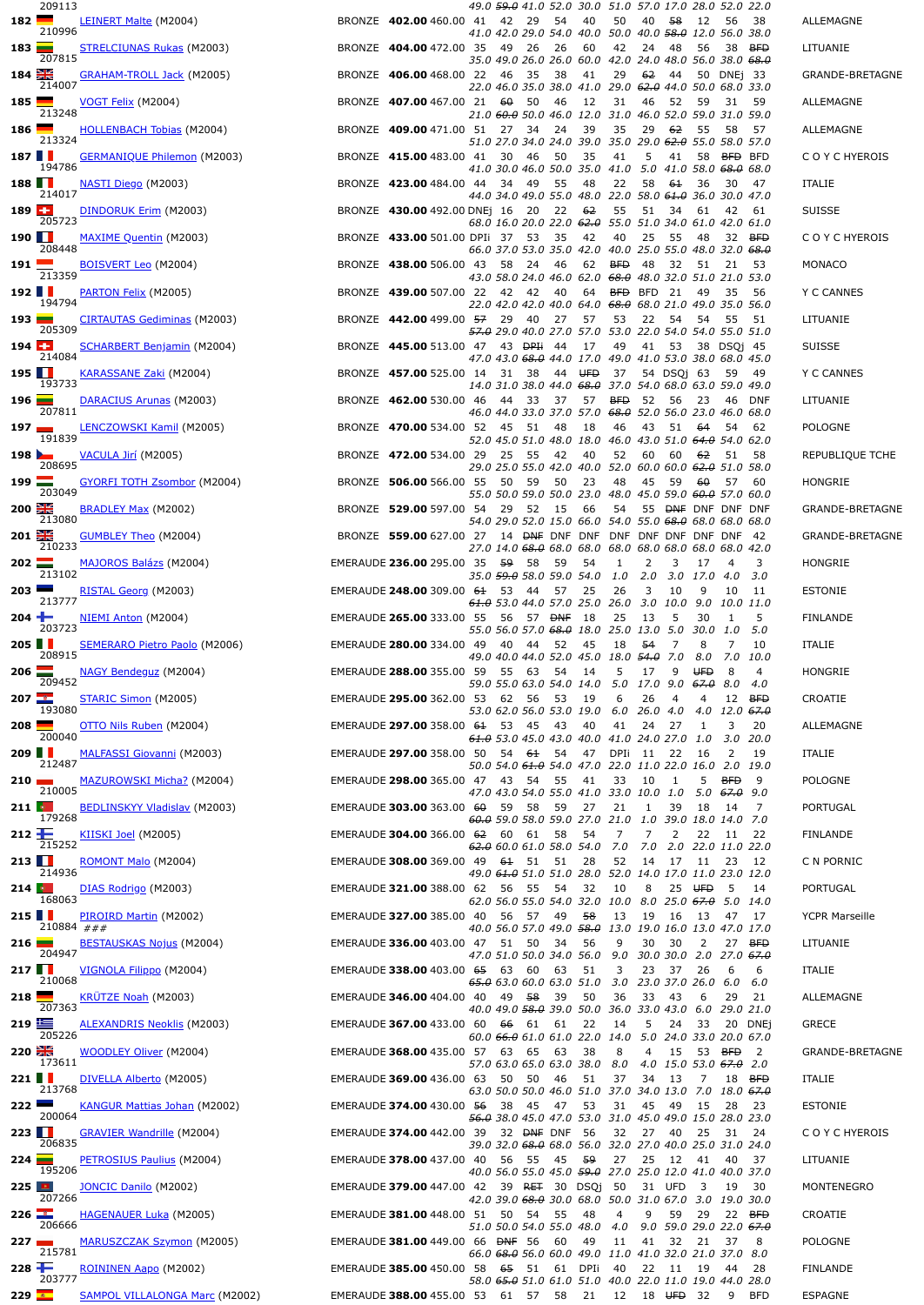| Rank | Sail No. | Name | Fleet | Net | Total | R1 | R2 | R3 | R4 | R5 | R6 | R7 | R8 | R9 | R10 | R11 | Club / Nation |
|---|---|---|---|---|---|---|---|---|---|---|---|---|---|---|---|---|---|
| | 209113 | | | | | 49.0 | ~~59.0~~ | 41.0 | 52.0 | 30.0 | 51.0 | 57.0 | 17.0 | 28.0 | 52.0 | 22.0 | |
| 182 | 210996 | LEINERT Malte (M2004) | BRONZE | 402.00 | 460.00 | 41 / 41.0 | 42 / 42.0 | 29 / 29.0 | 54 / 54.0 | 40 / 40.0 | 50 / 50.0 | 40 / 40.0 | ~~58~~ / ~~58.0~~ | 12 / 12.0 | 56 / 56.0 | 38 / 38.0 | ALLEMAGNE |
| 183 | 207815 | STRELCIUNAS Rukas (M2003) | BRONZE | 404.00 | 472.00 | 35 / 35.0 | 49 / 49.0 | 26 / 26.0 | 26 / 26.0 | 60 / 60.0 | 42 / 42.0 | 24 / 24.0 | 48 / 48.0 | 56 / 56.0 | 38 / 38.0 | ~~BFD~~ / ~~68.0~~ | LITUANIE |
| 184 | 214007 | GRAHAM-TROLL Jack (M2005) | BRONZE | 406.00 | 468.00 | 22 / 22.0 | 46 / 46.0 | 35 / 35.0 | 38 / 38.0 | 41 / 41.0 | 29 / 29.0 | ~~62~~ / ~~62.0~~ | 44 / 44.0 | 50 / 50.0 | DNEj / 68.0 | 33 / 33.0 | GRANDE-BRETAGNE |
| 185 | 213248 | VOGT Felix (M2004) | BRONZE | 407.00 | 467.00 | 21 / 21.0 | ~~60~~ / ~~60.0~~ | 50 / 50.0 | 46 / 46.0 | 12 / 12.0 | 31 / 31.0 | 46 / 46.0 | 52 / 52.0 | 59 / 59.0 | 31 / 31.0 | 59 / 59.0 | ALLEMAGNE |
| 186 | 213324 | HOLLENBACH Tobias (M2004) | BRONZE | 409.00 | 471.00 | 51 / 51.0 | 27 / 27.0 | 34 / 34.0 | 24 / 24.0 | 39 / 39.0 | 35 / 35.0 | 29 / 29.0 | ~~62~~ / ~~62.0~~ | 55 / 55.0 | 58 / 58.0 | 57 / 57.0 | ALLEMAGNE |
| 187 | 194786 | GERMANIQUE Philemon (M2003) | BRONZE | 415.00 | 483.00 | 41 / 41.0 | 30 / 30.0 | 46 / 46.0 | 50 / 50.0 | 35 / 35.0 | 41 / 41.0 | 5 / 5.0 | 41 / 41.0 | 58 / 58.0 | ~~BFD~~ / ~~68.0~~ | BFD / 68.0 | C O Y C HYEROIS |
| 188 | 214017 | NASTI Diego (M2003) | BRONZE | 423.00 | 484.00 | 44 / 44.0 | 34 / 34.0 | 49 / 49.0 | 55 / 55.0 | 48 / 48.0 | 22 / 22.0 | 58 / 58.0 | ~~61~~ / ~~61.0~~ | 36 / 36.0 | 30 / 30.0 | 47 / 47.0 | ITALIE |
| 189 | 205723 | DINDORUK Erim (M2003) | BRONZE | 430.00 | 492.00 | DNEj / 29.0 | 16 / 16.0 | 20 / 20.0 | 22 / 22.0 | ~~62~~ / ~~62.0~~ | 55 / 55.0 | 51 / 51.0 | 34 / 34.0 | 61 / 61.0 | 42 / 42.0 | 61 / 61.0 | SUISSE |
| 190 | 208448 | MAXIME Quentin (M2003) | BRONZE | 433.00 | 501.00 | DPIi / 66.0 | 37 / 37.0 | 53 / 53.0 | 35 / 35.0 | 42 / 42.0 | 40 / 40.0 | 25 / 25.0 | 55 / 55.0 | 48 / 48.0 | 32 / 32.0 | ~~BFD~~ / ~~68.0~~ | C O Y C HYEROIS |
| 191 | 213359 | BOISVERT Leo (M2004) | BRONZE | 438.00 | 506.00 | 43 / 43.0 | 58 / 58.0 | 24 / 24.0 | 46 / 46.0 | 62 / 62.0 | ~~BFD~~ / ~~68.0~~ | 48 / 48.0 | 32 / 32.0 | 51 / 51.0 | 21 / 21.0 | 53 / 53.0 | MONACO |
| 192 | 194794 | PARTON Felix (M2005) | BRONZE | 439.00 | 507.00 | 22 / 22.0 | 42 / 42.0 | 42 / 42.0 | 40 / 40.0 | 64 / 64.0 | ~~BFD~~ / ~~68.0~~ | BFD / 68.0 | 21 / 21.0 | 49 / 49.0 | 35 / 35.0 | 56 / 56.0 | Y C CANNES |
| 193 | 205309 | CIRTAUTAS Gediminas (M2003) | BRONZE | 442.00 | 499.00 | ~~57~~ / ~~57.0~~ | 29 / 29.0 | 40 / 40.0 | 27 / 27.0 | 57 / 57.0 | 53 / 53.0 | 22 / 22.0 | 54 / 54.0 | 54 / 54.0 | 55 / 55.0 | 51 / 51.0 | LITUANIE |
| 194 | 214084 | SCHARBERT Benjamin (M2004) | BRONZE | 445.00 | 513.00 | 47 / 47.0 | 43 / 43.0 | ~~DPIi~~ / ~~68.0~~ | 44 / 44.0 | 17 / 17.0 | 49 / 49.0 | 41 / 41.0 | 53 / 53.0 | 38 / 38.0 | DSQj / 68.0 | 45 / 45.0 | SUISSE |
| 195 | 193733 | KARASSANE Zaki (M2004) | BRONZE | 457.00 | 525.00 | 14 / 14.0 | 31 / 31.0 | 38 / 38.0 | 44 / 44.0 | ~~UFD~~ / ~~68.0~~ | 37 / 37.0 | 54 / 54.0 | DSQj / 68.0 | 63 / 63.0 | 59 / 59.0 | 49 / 49.0 | Y C CANNES |
| 196 | 207811 | DARACIUS Arunas (M2003) | BRONZE | 462.00 | 530.00 | 46 / 46.0 | 44 / 44.0 | 33 / 33.0 | 37 / 37.0 | 57 / 57.0 | ~~BFD~~ / ~~68.0~~ | 52 / 52.0 | 56 / 56.0 | 23 / 23.0 | 46 / 46.0 | DNF / 68.0 | LITUANIE |
| 197 | 191839 | LENCZOWSKI Kamil (M2005) | BRONZE | 470.00 | 534.00 | 52 / 52.0 | 45 / 45.0 | 51 / 51.0 | 48 / 48.0 | 18 / 18.0 | 46 / 46.0 | 43 / 43.0 | 51 / 51.0 | ~~64~~ / ~~64.0~~ | 54 / 54.0 | 62 / 62.0 | POLOGNE |
| 198 | 208695 | VACULA Jirí (M2005) | BRONZE | 472.00 | 534.00 | 29 / 29.0 | 25 / 25.0 | 55 / 55.0 | 42 / 42.0 | 40 / 40.0 | 52 / 52.0 | 60 / 60.0 | 60 / 60.0 | ~~62~~ / ~~62.0~~ | 51 / 51.0 | 58 / 58.0 | REPUBLIQUE TCHE |
| 199 | 203049 | GYORFI TOTH Zsombor (M2004) | BRONZE | 506.00 | 566.00 | 55 / 55.0 | 50 / 50.0 | 59 / 59.0 | 50 / 50.0 | 23 / 23.0 | 48 / 48.0 | 45 / 45.0 | 59 / 59.0 | ~~60~~ / ~~60.0~~ | 57 / 57.0 | 60 / 60.0 | HONGRIE |
| 200 | 213080 | BRADLEY Max (M2002) | BRONZE | 529.00 | 597.00 | 54 / 54.0 | 29 / 29.0 | 52 / 52.0 | 15 / 15.0 | 66 / 66.0 | 54 / 54.0 | 55 / 55.0 | ~~DNF~~ / ~~68.0~~ | DNF / 68.0 | DNF / 68.0 | DNF / 68.0 | GRANDE-BRETAGNE |
| 201 | 210233 | GUMBLEY Theo (M2004) | BRONZE | 559.00 | 627.00 | 27 / 27.0 | 14 / 14.0 | ~~DNF~~ / ~~68.0~~ | DNF / 68.0 | DNF / 68.0 | DNF / 68.0 | DNF / 68.0 | DNF / 68.0 | DNF / 68.0 | DNF / 68.0 | 42 / 42.0 | GRANDE-BRETAGNE |
| 202 | 213102 | MAJOROS Balázs (M2004) | EMERAUDE | 236.00 | 295.00 | 35 / 35.0 | ~~59~~ / ~~59.0~~ | 58 / 58.0 | 59 / 59.0 | 54 / 54.0 | 1 / 1.0 | 2 / 2.0 | 3 / 3.0 | 17 / 17.0 | 4 / 4.0 | 3 / 3.0 | HONGRIE |
| 203 | 213777 | RISTAL Georg (M2003) | EMERAUDE | 248.00 | 309.00 | ~~61~~ / ~~61.0~~ | 53 / 53.0 | 44 / 44.0 | 57 / 57.0 | 25 / 25.0 | 26 / 26.0 | 3 / 3.0 | 10 / 10.0 | 9 / 9.0 | 10 / 10.0 | 11 / 11.0 | ESTONIE |
| 204 | 203723 | NIEMI Anton (M2004) | EMERAUDE | 265.00 | 333.00 | 55 / 55.0 | 56 / 56.0 | 57 / 57.0 | ~~DNF~~ / ~~68.0~~ | 18 / 18.0 | 25 / 25.0 | 13 / 13.0 | 5 / 5.0 | 30 / 30.0 | 1 / 1.0 | 5 / 5.0 | FINLANDE |
| 205 | 208915 | SEMERARO Pietro Paolo (M2006) | EMERAUDE | 280.00 | 334.00 | 49 / 49.0 | 40 / 40.0 | 44 / 44.0 | 52 / 52.0 | 45 / 45.0 | 18 / 18.0 | ~~54~~ / ~~54.0~~ | 7 / 7.0 | 8 / 8.0 | 7 / 7.0 | 10 / 10.0 | ITALIE |
| 206 | 209452 | NAGY Bendeguz (M2004) | EMERAUDE | 288.00 | 355.00 | 59 / 59.0 | 55 / 55.0 | 63 / 63.0 | 54 / 54.0 | 14 / 14.0 | 5 / 5.0 | 17 / 17.0 | 9 / 9.0 | ~~UFD~~ / ~~67.0~~ | 8 / 8.0 | 4 / 4.0 | HONGRIE |
| 207 | 193080 | STARIC Simon (M2005) | EMERAUDE | 295.00 | 362.00 | 53 / 53.0 | 62 / 62.0 | 56 / 56.0 | 53 / 53.0 | 19 / 19.0 | 6 / 6.0 | 26 / 26.0 | 4 / 4.0 | 4 / 4.0 | 12 / 12.0 | ~~BFD~~ / ~~67.0~~ | CROATIE |
| 208 | 200040 | OTTO Nils Ruben (M2004) | EMERAUDE | 297.00 | 358.00 | ~~61~~ / ~~61.0~~ | 53 / 53.0 | 45 / 45.0 | 43 / 43.0 | 40 / 40.0 | 41 / 41.0 | 24 / 24.0 | 27 / 27.0 | 1 / 1.0 | 3 / 3.0 | 20 / 20.0 | ALLEMAGNE |
| 209 | 212487 | MALFASSI Giovanni (M2003) | EMERAUDE | 297.00 | 358.00 | 50 / 50.0 | 54 / 54.0 | ~~61~~ / ~~61.0~~ | 54 / 54.0 | 47 / 47.0 | DPIi / 22.0 | 11 / 11.0 | 22 / 22.0 | 16 / 16.0 | 2 / 2.0 | 19 / 19.0 | ITALIE |
| 210 | 210005 | MAZUROWSKI Micha? (M2004) | EMERAUDE | 298.00 | 365.00 | 47 / 47.0 | 43 / 43.0 | 54 / 54.0 | 55 / 55.0 | 41 / 41.0 | 33 / 33.0 | 10 / 10.0 | 1 / 1.0 | 5 / 5.0 | ~~BFD~~ / ~~67.0~~ | 9 / 9.0 | POLOGNE |
| 211 | 179268 | BEDLINSKYY Vladislav (M2003) | EMERAUDE | 303.00 | 363.00 | ~~60~~ / ~~60.0~~ | 59 / 59.0 | 58 / 58.0 | 59 / 59.0 | 27 / 27.0 | 21 / 21.0 | 1 / 1.0 | 39 / 39.0 | 18 / 18.0 | 14 / 14.0 | 7 / 7.0 | PORTUGAL |
| 212 | 215252 | KIISKI Joel (M2005) | EMERAUDE | 304.00 | 366.00 | ~~62~~ / ~~62.0~~ | 60 / 60.0 | 61 / 61.0 | 58 / 58.0 | 54 / 54.0 | 7 / 7.0 | 7 / 7.0 | 2 / 2.0 | 22 / 22.0 | 11 / 11.0 | 22 / 22.0 | FINLANDE |
| 213 | 214936 | ROMONT Malo (M2004) | EMERAUDE | 308.00 | 369.00 | 49 / 49.0 | ~~61~~ / ~~61.0~~ | 51 / 51.0 | 51 / 51.0 | 28 / 28.0 | 52 / 52.0 | 14 / 14.0 | 17 / 17.0 | 11 / 11.0 | 23 / 23.0 | 12 / 12.0 | C N PORNIC |
| 214 | 168063 | DIAS Rodrigo (M2003) | EMERAUDE | 321.00 | 388.00 | 62 / 62.0 | 56 / 56.0 | 55 / 55.0 | 54 / 54.0 | 32 / 32.0 | 10 / 10.0 | 8 / 8.0 | 25 / 25.0 | ~~UFD~~ / ~~67.0~~ | 5 / 5.0 | 14 / 14.0 | PORTUGAL |
| 215 | 210884 ### | PIROIRD Martin (M2002) | EMERAUDE | 327.00 | 385.00 | 40 / 40.0 | 56 / 56.0 | 57 / 57.0 | 49 / 49.0 | ~~58~~ / ~~58.0~~ | 13 / 13.0 | 19 / 19.0 | 16 / 16.0 | 13 / 13.0 | 47 / 47.0 | 17 / 17.0 | YCPR Marseille |
| 216 | 204947 | BESTAUSKAS Nojus (M2004) | EMERAUDE | 336.00 | 403.00 | 47 / 47.0 | 51 / 51.0 | 50 / 50.0 | 34 / 34.0 | 56 / 56.0 | 9 / 9.0 | 30 / 30.0 | 30 / 30.0 | 2 / 2.0 | 27 / 27.0 | ~~BFD~~ / ~~67.0~~ | LITUANIE |
| 217 | 210068 | VIGNOLA Filippo (M2004) | EMERAUDE | 338.00 | 403.00 | ~~65~~ / ~~65.0~~ | 63 / 63.0 | 60 / 60.0 | 63 / 63.0 | 51 / 51.0 | 3 / 3.0 | 23 / 23.0 | 37 / 37.0 | 26 / 26.0 | 6 / 6.0 | 6 / 6.0 | ITALIE |
| 218 | 207363 | KRÜTZE Noah (M2003) | EMERAUDE | 346.00 | 404.00 | 40 / 40.0 | 49 / 49.0 | ~~58~~ / ~~58.0~~ | 39 / 39.0 | 50 / 50.0 | 36 / 36.0 | 33 / 33.0 | 43 / 43.0 | 6 / 6.0 | 29 / 29.0 | 21 / 21.0 | ALLEMAGNE |
| 219 | 205226 | ALEXANDRIS Neoklis (M2003) | EMERAUDE | 367.00 | 433.00 | 60 / 60.0 | ~~66~~ / ~~66.0~~ | 61 / 61.0 | 61 / 61.0 | 22 / 22.0 | 14 / 14.0 | 5 / 5.0 | 24 / 24.0 | 33 / 33.0 | 20 / 20.0 | DNEj / 67.0 | GRECE |
| 220 | 173611 | WOODLEY Oliver (M2004) | EMERAUDE | 368.00 | 435.00 | 57 / 57.0 | 63 / 63.0 | 65 / 65.0 | 63 / 63.0 | 38 / 38.0 | 8 / 8.0 | 4 / 4.0 | 15 / 15.0 | 53 / 53.0 | ~~BFD~~ / ~~67.0~~ | 2 / 2.0 | GRANDE-BRETAGNE |
| 221 | 213768 | DIVELLA Alberto (M2005) | EMERAUDE | 369.00 | 436.00 | 63 / 63.0 | 50 / 50.0 | 50 / 50.0 | 46 / 46.0 | 51 / 51.0 | 37 / 37.0 | 34 / 34.0 | 13 / 13.0 | 7 / 7.0 | 18 / 18.0 | ~~BFD~~ / ~~67.0~~ | ITALIE |
| 222 | 200064 | KANGUR Mattias Johan (M2002) | EMERAUDE | 374.00 | 430.00 | ~~56~~ / ~~56.0~~ | 38 / 38.0 | 45 / 45.0 | 47 / 47.0 | 53 / 53.0 | 31 / 31.0 | 45 / 45.0 | 49 / 49.0 | 15 / 15.0 | 28 / 28.0 | 23 / 23.0 | ESTONIE |
| 223 | 206835 | GRAVIER Wandrille (M2004) | EMERAUDE | 374.00 | 442.00 | 39 / 39.0 | 32 / 32.0 | ~~DNF~~ / ~~68.0~~ | DNF / 68.0 | 56 / 56.0 | 32 / 32.0 | 27 / 27.0 | 40 / 40.0 | 25 / 25.0 | 31 / 31.0 | 24 / 24.0 | C O Y C HYEROIS |
| 224 | 195206 | PETROSIUS Paulius (M2004) | EMERAUDE | 378.00 | 437.00 | 40 / 40.0 | 56 / 56.0 | 55 / 55.0 | 45 / 45.0 | ~~59~~ / ~~59.0~~ | 27 / 27.0 | 25 / 25.0 | 12 / 12.0 | 41 / 41.0 | 40 / 40.0 | 37 / 37.0 | LITUANIE |
| 225 | 207266 | JONCIC Danilo (M2002) | EMERAUDE | 379.00 | 447.00 | 42 / 42.0 | 39 / 39.0 | ~~RET~~ / ~~68.0~~ | 30 / 30.0 | DSQj / 68.0 | 50 / 50.0 | 31 / 31.0 | UFD / 67.0 | 3 / 3.0 | 19 / 19.0 | 30 / 30.0 | MONTENEGRO |
| 226 | 206666 | HAGENAUER Luka (M2005) | EMERAUDE | 381.00 | 448.00 | 51 / 51.0 | 50 / 50.0 | 54 / 54.0 | 55 / 55.0 | 48 / 48.0 | 4 / 4.0 | 9 / 9.0 | 59 / 59.0 | 29 / 29.0 | 22 / 22.0 | ~~BFD~~ / ~~67.0~~ | CROATIE |
| 227 | 215781 | MARUSZCZAK Szymon (M2005) | EMERAUDE | 381.00 | 449.00 | 66 / 66.0 | ~~DNF~~ / ~~68.0~~ | 56 / 56.0 | 60 / 60.0 | 49 / 49.0 | 11 / 11.0 | 41 / 41.0 | 32 / 32.0 | 21 / 21.0 | 37 / 37.0 | 8 / 8.0 | POLOGNE |
| 228 | 203777 | ROININEN Aapo (M2002) | EMERAUDE | 385.00 | 450.00 | 58 / 58.0 | ~~65~~ / ~~65.0~~ | 51 / 51.0 | 61 / 61.0 | DPIi / 51.0 | 40 / 40.0 | 22 / 22.0 | 11 / 11.0 | 19 / 19.0 | 44 / 44.0 | 28 / 28.0 | FINLANDE |
| 229 | | SAMPOL VILLALONGA Marc (M2002) | EMERAUDE | 388.00 | 455.00 | 53 | 61 | 57 | 58 | 21 | 12 | 18 | ~~UFD~~ | 32 | 9 | BFD | ESPAGNE |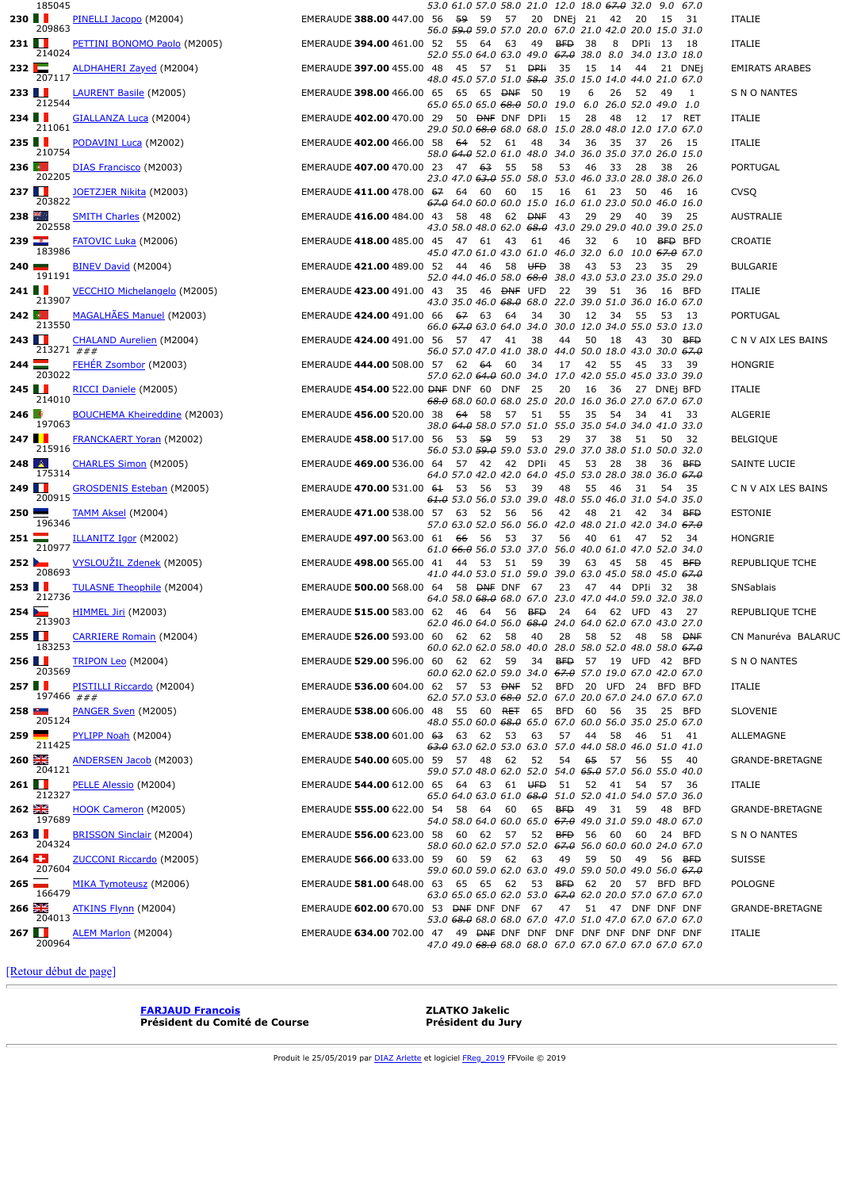| | | | | | | | | | | | | | | | | | |
|---|---|---|---|---|---|---|---|---|---|---|---|---|---|---|---|---|---|
| | 185045 | | | | | 53.0 | 61.0 | 57.0 | 58.0 | 21.0 | 12.0 | 18.0 | ~~67.0~~ | 32.0 | 9.0 | 67.0 | |
| 230 | | PINELLI Jacopo (M2004) | EMERAUDE | 388.00 | 447.00 | 56 | ~~59~~ | 59 | 57 | 20 | DNEj | 21 | 42 | 20 | 15 | 31 | ITALIE |
| | 209863 | | | | | 56.0 | ~~59.0~~ | 59.0 | 57.0 | 20.0 | 67.0 | 21.0 | 42.0 | 20.0 | 15.0 | 31.0 | |
| 231 | | PETTINI BONOMO Paolo (M2005) | EMERAUDE | 394.00 | 461.00 | 52 | 55 | 64 | 63 | 49 | ~~BFD~~ | 38 | 8 | DPIi | 13 | 18 | ITALIE |
| | 214024 | | | | | 52.0 | 55.0 | 64.0 | 63.0 | 49.0 | ~~67.0~~ | 38.0 | 8.0 | 34.0 | 13.0 | 18.0 | |
| 232 | | ALDHAHERI Zayed (M2004) | EMERAUDE | 397.00 | 455.00 | 48 | 45 | 57 | 51 | ~~DPIi~~ | 35 | 15 | 14 | 44 | 21 | DNEj | EMIRATS ARABES |
| | 207117 | | | | | 48.0 | 45.0 | 57.0 | 51.0 | ~~58.0~~ | 35.0 | 15.0 | 14.0 | 44.0 | 21.0 | 67.0 | |
| 233 | | LAURENT Basile (M2005) | EMERAUDE | 398.00 | 466.00 | 65 | 65 | 65 | ~~DNF~~ | 50 | 19 | 6 | 26 | 52 | 49 | 1 | S N O NANTES |
| | 212544 | | | | | 65.0 | 65.0 | 65.0 | ~~68.0~~ | 50.0 | 19.0 | 6.0 | 26.0 | 52.0 | 49.0 | 1.0 | |
| 234 | | GIALLANZA Luca (M2004) | EMERAUDE | 402.00 | 470.00 | 29 | 50 | ~~DNF~~ | DNF | DPIi | 15 | 28 | 48 | 12 | 17 | RET | ITALIE |
| | 211061 | | | | | 29.0 | 50.0 | ~~68.0~~ | 68.0 | 68.0 | 15.0 | 28.0 | 48.0 | 12.0 | 17.0 | 67.0 | |
| 235 | | PODAVINI Luca (M2002) | EMERAUDE | 402.00 | 466.00 | 58 | ~~64~~ | 52 | 61 | 48 | 34 | 36 | 35 | 37 | 26 | 15 | ITALIE |
| | 210754 | | | | | 58.0 | ~~64.0~~ | 52.0 | 61.0 | 48.0 | 34.0 | 36.0 | 35.0 | 37.0 | 26.0 | 15.0 | |
| 236 | | DIAS Francisco (M2003) | EMERAUDE | 407.00 | 470.00 | 23 | 47 | ~~63~~ | 55 | 58 | 53 | 46 | 33 | 28 | 38 | 26 | PORTUGAL |
| | 202205 | | | | | 23.0 | 47.0 | ~~63.0~~ | 55.0 | 58.0 | 53.0 | 46.0 | 33.0 | 28.0 | 38.0 | 26.0 | |
| 237 | | JOETZJER Nikita (M2003) | EMERAUDE | 411.00 | 478.00 | ~~67~~ | 64 | 60 | 60 | 15 | 16 | 61 | 23 | 50 | 46 | 16 | CVSQ |
| | 203822 | | | | | ~~67.0~~ | 64.0 | 60.0 | 60.0 | 15.0 | 16.0 | 61.0 | 23.0 | 50.0 | 46.0 | 16.0 | |
| 238 | | SMITH Charles (M2002) | EMERAUDE | 416.00 | 484.00 | 43 | 58 | 48 | 62 | ~~DNF~~ | 43 | 29 | 29 | 40 | 39 | 25 | AUSTRALIE |
| | 202558 | | | | | 43.0 | 58.0 | 48.0 | 62.0 | ~~68.0~~ | 43.0 | 29.0 | 29.0 | 40.0 | 39.0 | 25.0 | |
| 239 | | FATOVIC Luka (M2006) | EMERAUDE | 418.00 | 485.00 | 45 | 47 | 61 | 43 | 61 | 46 | 32 | 6 | 10 | ~~BFD~~ | BFD | CROATIE |
| | 183986 | | | | | 45.0 | 47.0 | 61.0 | 43.0 | 61.0 | 46.0 | 32.0 | 6.0 | 10.0 | ~~67.0~~ | 67.0 | |
| 240 | | BINEV David (M2004) | EMERAUDE | 421.00 | 489.00 | 52 | 44 | 46 | 58 | ~~UFD~~ | 38 | 43 | 53 | 23 | 35 | 29 | BULGARIE |
| | 191191 | | | | | 52.0 | 44.0 | 46.0 | 58.0 | ~~68.0~~ | 38.0 | 43.0 | 53.0 | 23.0 | 35.0 | 29.0 | |
| 241 | | VECCHIO Michelangelo (M2005) | EMERAUDE | 423.00 | 491.00 | 43 | 35 | 46 | ~~DNF~~ | UFD | 22 | 39 | 51 | 36 | 16 | BFD | ITALIE |
| | 213907 | | | | | 43.0 | 35.0 | 46.0 | ~~68.0~~ | 68.0 | 22.0 | 39.0 | 51.0 | 36.0 | 16.0 | 67.0 | |
| 242 | | MAGALHÃES Manuel (M2003) | EMERAUDE | 424.00 | 491.00 | 66 | ~~67~~ | 63 | 64 | 34 | 30 | 12 | 34 | 55 | 53 | 13 | PORTUGAL |
| | 213550 | | | | | 66.0 | ~~67.0~~ | 63.0 | 64.0 | 34.0 | 30.0 | 12.0 | 34.0 | 55.0 | 53.0 | 13.0 | |
| 243 | | CHALAND Aurelien (M2004) | EMERAUDE | 424.00 | 491.00 | 56 | 57 | 47 | 41 | 38 | 44 | 50 | 18 | 43 | 30 | ~~BFD~~ | C N V AIX LES BAINS |
| | 213271 ### | | | | | 56.0 | 57.0 | 47.0 | 41.0 | 38.0 | 44.0 | 50.0 | 18.0 | 43.0 | 30.0 | ~~67.0~~ | |
| 244 | | FEHÉR Zsombor (M2003) | EMERAUDE | 444.00 | 508.00 | 57 | 62 | ~~64~~ | 60 | 34 | 17 | 42 | 55 | 45 | 33 | 39 | HONGRIE |
| | 203022 | | | | | 57.0 | 62.0 | ~~64.0~~ | 60.0 | 34.0 | 17.0 | 42.0 | 55.0 | 45.0 | 33.0 | 39.0 | |
| 245 | | RICCI Daniele (M2005) | EMERAUDE | 454.00 | 522.00 | ~~DNF~~ | DNF | 60 | DNF | 25 | 20 | 16 | 36 | 27 | DNEj | BFD | ITALIE |
| | 214010 | | | | | ~~68.0~~ | 68.0 | 60.0 | 68.0 | 25.0 | 20.0 | 16.0 | 36.0 | 27.0 | 67.0 | 67.0 | |
| 246 | | BOUCHEMA Kheireddine (M2003) | EMERAUDE | 456.00 | 520.00 | 38 | ~~64~~ | 58 | 57 | 51 | 55 | 35 | 54 | 34 | 41 | 33 | ALGERIE |
| | 197063 | | | | | 38.0 | ~~64.0~~ | 58.0 | 57.0 | 51.0 | 55.0 | 35.0 | 54.0 | 34.0 | 41.0 | 33.0 | |
| 247 | | FRANCKAERT Yoran (M2002) | EMERAUDE | 458.00 | 517.00 | 56 | 53 | ~~59~~ | 59 | 53 | 29 | 37 | 38 | 51 | 50 | 32 | BELGIQUE |
| | 215916 | | | | | 56.0 | 53.0 | ~~59.0~~ | 59.0 | 53.0 | 29.0 | 37.0 | 38.0 | 51.0 | 50.0 | 32.0 | |
| 248 | | CHARLES Simon (M2005) | EMERAUDE | 469.00 | 536.00 | 64 | 57 | 42 | 42 | DPIi | 45 | 53 | 28 | 38 | 36 | ~~BFD~~ | SAINTE LUCIE |
| | 175314 | | | | | 64.0 | 57.0 | 42.0 | 42.0 | 64.0 | 45.0 | 53.0 | 28.0 | 38.0 | 36.0 | ~~67.0~~ | |
| 249 | | GROSDENIS Esteban (M2005) | EMERAUDE | 470.00 | 531.00 | ~~61~~ | 53 | 56 | 53 | 39 | 48 | 55 | 46 | 31 | 54 | 35 | C N V AIX LES BAINS |
| | 200915 | | | | | ~~61.0~~ | 53.0 | 56.0 | 53.0 | 39.0 | 48.0 | 55.0 | 46.0 | 31.0 | 54.0 | 35.0 | |
| 250 | | TAMM Aksel (M2004) | EMERAUDE | 471.00 | 538.00 | 57 | 63 | 52 | 56 | 56 | 42 | 48 | 21 | 42 | 34 | ~~BFD~~ | ESTONIE |
| | 196346 | | | | | 57.0 | 63.0 | 52.0 | 56.0 | 56.0 | 42.0 | 48.0 | 21.0 | 42.0 | 34.0 | ~~67.0~~ | |
| 251 | | ILLANITZ Igor (M2002) | EMERAUDE | 497.00 | 563.00 | 61 | ~~66~~ | 56 | 53 | 37 | 56 | 40 | 61 | 47 | 52 | 34 | HONGRIE |
| | 210977 | | | | | 61.0 | ~~66.0~~ | 56.0 | 53.0 | 37.0 | 56.0 | 40.0 | 61.0 | 47.0 | 52.0 | 34.0 | |
| 252 | | VYSLOUŽIL Zdenek (M2005) | EMERAUDE | 498.00 | 565.00 | 41 | 44 | 53 | 51 | 59 | 39 | 63 | 45 | 58 | 45 | ~~BFD~~ | REPUBLIQUE TCHE |
| | 208693 | | | | | 41.0 | 44.0 | 53.0 | 51.0 | 59.0 | 39.0 | 63.0 | 45.0 | 58.0 | 45.0 | ~~67.0~~ | |
| 253 | | TULASNE Theophile (M2004) | EMERAUDE | 500.00 | 568.00 | 64 | 58 | ~~DNF~~ | DNF | 67 | 23 | 47 | 44 | DPIi | 32 | 38 | SNSablais |
| | 212736 | | | | | 64.0 | 58.0 | ~~68.0~~ | 68.0 | 67.0 | 23.0 | 47.0 | 44.0 | 59.0 | 32.0 | 38.0 | |
| 254 | | HIMMEL Jiri (M2003) | EMERAUDE | 515.00 | 583.00 | 62 | 46 | 64 | 56 | ~~BFD~~ | 24 | 64 | 62 | UFD | 43 | 27 | REPUBLIQUE TCHE |
| | 213903 | | | | | 62.0 | 46.0 | 64.0 | 56.0 | ~~68.0~~ | 24.0 | 64.0 | 62.0 | 67.0 | 43.0 | 27.0 | |
| 255 | | CARRIERE Romain (M2004) | EMERAUDE | 526.00 | 593.00 | 60 | 62 | 62 | 58 | 40 | 28 | 58 | 52 | 48 | 58 | ~~DNF~~ | CN Manuréva BALARUC |
| | 183253 | | | | | 60.0 | 62.0 | 62.0 | 58.0 | 40.0 | 28.0 | 58.0 | 52.0 | 48.0 | 58.0 | ~~67.0~~ | |
| 256 | | TRIPON Leo (M2004) | EMERAUDE | 529.00 | 596.00 | 60 | 62 | 62 | 59 | 34 | ~~BFD~~ | 57 | 19 | UFD | 42 | BFD | S N O NANTES |
| | 203569 | | | | | 60.0 | 62.0 | 62.0 | 59.0 | 34.0 | ~~67.0~~ | 57.0 | 19.0 | 67.0 | 42.0 | 67.0 | |
| 257 | | PISTILLI Riccardo (M2004) | EMERAUDE | 536.00 | 604.00 | 62 | 57 | 53 | ~~DNF~~ | 52 | BFD | 20 | UFD | 24 | BFD | BFD | ITALIE |
| | 197466 ### | | | | | 62.0 | 57.0 | 53.0 | ~~68.0~~ | 52.0 | 67.0 | 20.0 | 67.0 | 24.0 | 67.0 | 67.0 | |
| 258 | | PANGER Sven (M2005) | EMERAUDE | 538.00 | 606.00 | 48 | 55 | 60 | ~~RET~~ | 65 | BFD | 60 | 56 | 35 | 25 | BFD | SLOVENIE |
| | 205124 | | | | | 48.0 | 55.0 | 60.0 | ~~68.0~~ | 65.0 | 67.0 | 60.0 | 56.0 | 35.0 | 25.0 | 67.0 | |
| 259 | | PYLIPP Noah (M2004) | EMERAUDE | 538.00 | 601.00 | ~~63~~ | 63 | 62 | 53 | 63 | 57 | 44 | 58 | 46 | 51 | 41 | ALLEMAGNE |
| | 211425 | | | | | ~~63.0~~ | 63.0 | 62.0 | 53.0 | 63.0 | 57.0 | 44.0 | 58.0 | 46.0 | 51.0 | 41.0 | |
| 260 | | ANDERSEN Jacob (M2003) | EMERAUDE | 540.00 | 605.00 | 59 | 57 | 48 | 62 | 52 | 54 | ~~65~~ | 57 | 56 | 55 | 40 | GRANDE-BRETAGNE |
| | 204121 | | | | | 59.0 | 57.0 | 48.0 | 62.0 | 52.0 | 54.0 | ~~65.0~~ | 57.0 | 56.0 | 55.0 | 40.0 | |
| 261 | | PELLE Alessio (M2004) | EMERAUDE | 544.00 | 612.00 | 65 | 64 | 63 | 61 | ~~UFD~~ | 51 | 52 | 41 | 54 | 57 | 36 | ITALIE |
| | 212327 | | | | | 65.0 | 64.0 | 63.0 | 61.0 | ~~68.0~~ | 51.0 | 52.0 | 41.0 | 54.0 | 57.0 | 36.0 | |
| 262 | | HOOK Cameron (M2005) | EMERAUDE | 555.00 | 622.00 | 54 | 58 | 64 | 60 | 65 | ~~BFD~~ | 49 | 31 | 59 | 48 | BFD | GRANDE-BRETAGNE |
| | 197689 | | | | | 54.0 | 58.0 | 64.0 | 60.0 | 65.0 | ~~67.0~~ | 49.0 | 31.0 | 59.0 | 48.0 | 67.0 | |
| 263 | | BRISSON Sinclair (M2004) | EMERAUDE | 556.00 | 623.00 | 58 | 60 | 62 | 57 | 52 | ~~BFD~~ | 56 | 60 | 60 | 24 | BFD | S N O NANTES |
| | 204324 | | | | | 58.0 | 60.0 | 62.0 | 57.0 | 52.0 | ~~67.0~~ | 56.0 | 60.0 | 60.0 | 24.0 | 67.0 | |
| 264 | | ZUCCONI Riccardo (M2005) | EMERAUDE | 566.00 | 633.00 | 59 | 60 | 59 | 62 | 63 | 49 | 59 | 50 | 49 | 56 | ~~BFD~~ | SUISSE |
| | 207604 | | | | | 59.0 | 60.0 | 59.0 | 62.0 | 63.0 | 49.0 | 59.0 | 50.0 | 49.0 | 56.0 | ~~67.0~~ | |
| 265 | | MIKA Tymoteusz (M2006) | EMERAUDE | 581.00 | 648.00 | 63 | 65 | 65 | 62 | 53 | ~~BFD~~ | 62 | 20 | 57 | BFD | BFD | POLOGNE |
| | 166479 | | | | | 63.0 | 65.0 | 65.0 | 62.0 | 53.0 | ~~67.0~~ | 62.0 | 20.0 | 57.0 | 67.0 | 67.0 | |
| 266 | | ATKINS Flynn (M2004) | EMERAUDE | 602.00 | 670.00 | 53 | ~~DNF~~ | DNF | DNF | 67 | 47 | 51 | 47 | DNF | DNF | DNF | GRANDE-BRETAGNE |
| | 204013 | | | | | 53.0 | ~~68.0~~ | 68.0 | 68.0 | 67.0 | 47.0 | 51.0 | 47.0 | 67.0 | 67.0 | 67.0 | |
| 267 | | ALEM Marlon (M2004) | EMERAUDE | 634.00 | 702.00 | 47 | 49 | ~~DNF~~ | DNF | DNF | DNF | DNF | DNF | DNF | DNF | DNF | ITALIE |
| | 200964 | | | | | 47.0 | 49.0 | ~~68.0~~ | 68.0 | 68.0 | 67.0 | 67.0 | 67.0 | 67.0 | 67.0 | 67.0 | |

[Retour début de page]

**FARJAUD Francois**
**Président du Comité de Course**

**ZLATKO Jakelic**
**Président du Jury**

Produit le 25/05/2019 par DIAZ Arlette et logiciel FReg_2019 FFVoile © 2019